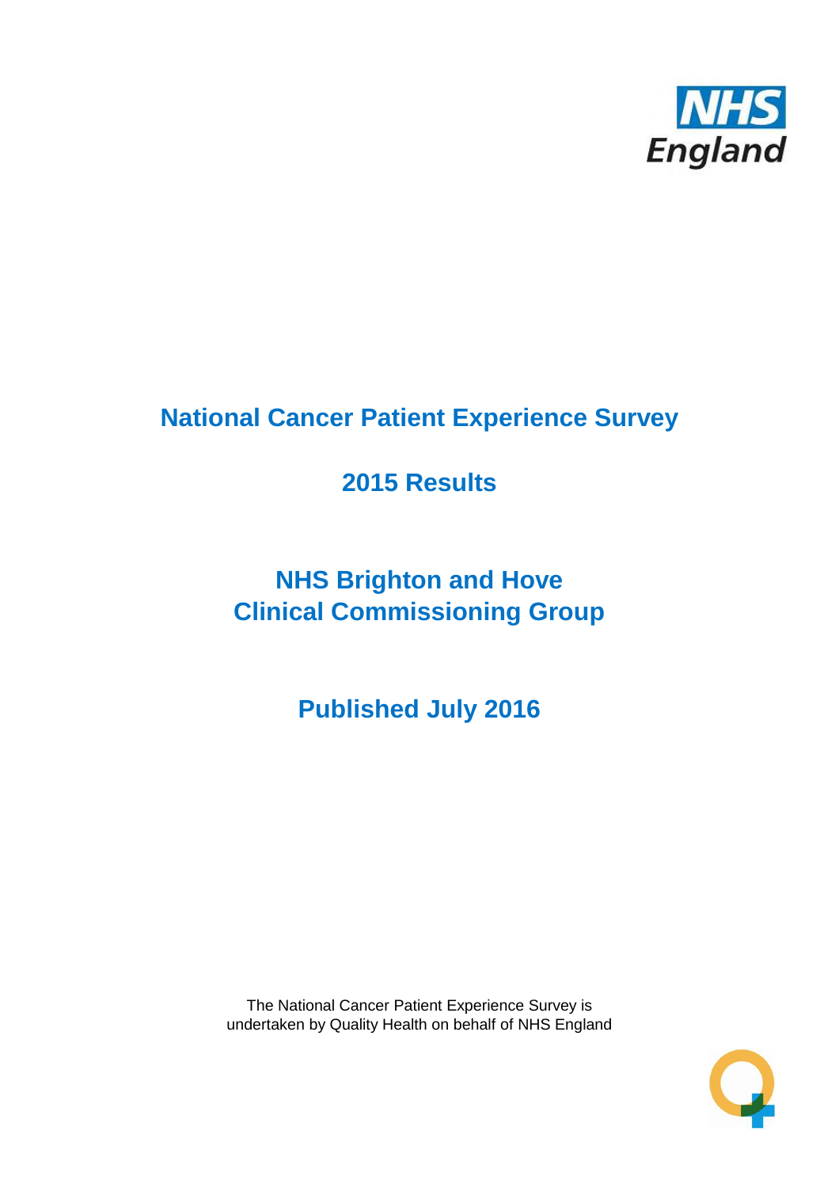# National Cancer Patient Experience Survey

## 2015 Results

## NHS Brighton and Hove Clinical Commissioning Group

## Published July 2016

The National Cancer Patient Experience Survey is undertaken by Quality Health on behalf of NHS England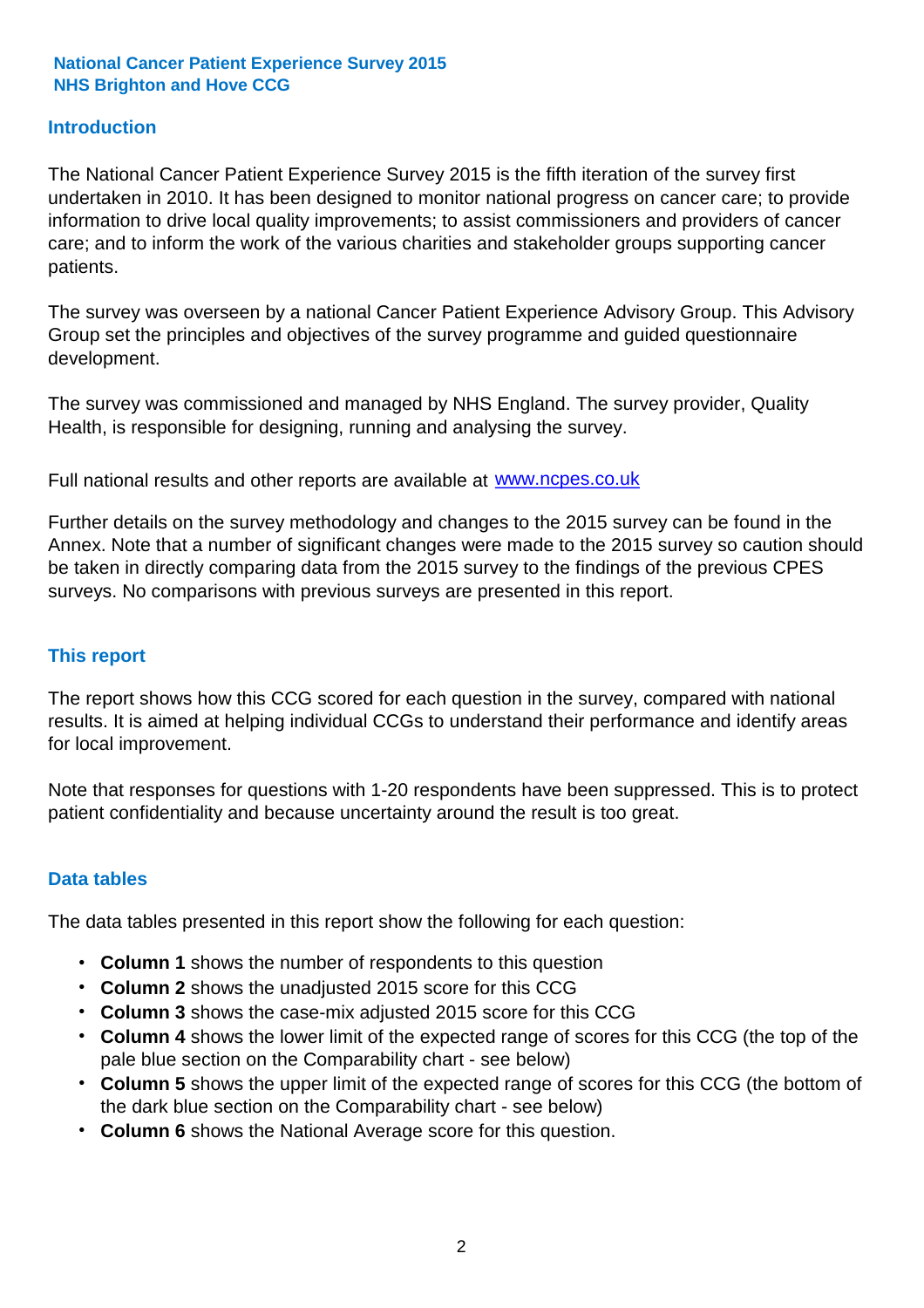**National Cancer Patient Experience Survey 2015**
**NHS Brighton and Hove CCG**

## Introduction

The National Cancer Patient Experience Survey 2015 is the fifth iteration of the survey first undertaken in 2010. It has been designed to monitor national progress on cancer care; to provide information to drive local quality improvements; to assist commissioners and providers of cancer care; and to inform the work of the various charities and stakeholder groups supporting cancer patients.

The survey was overseen by a national Cancer Patient Experience Advisory Group. This Advisory Group set the principles and objectives of the survey programme and guided questionnaire development.

The survey was commissioned and managed by NHS England. The survey provider, Quality Health, is responsible for designing, running and analysing the survey.

Full national results and other reports are available at [www.ncpes.co.uk](http://www.ncpes.co.uk)

Further details on the survey methodology and changes to the 2015 survey can be found in the Annex. Note that a number of significant changes were made to the 2015 survey so caution should be taken in directly comparing data from the 2015 survey to the findings of the previous CPES surveys. No comparisons with previous surveys are presented in this report.

## This report

The report shows how this CCG scored for each question in the survey, compared with national results. It is aimed at helping individual CCGs to understand their performance and identify areas for local improvement.

Note that responses for questions with 1-20 respondents have been suppressed. This is to protect patient confidentiality and because uncertainty around the result is too great.

## Data tables

The data tables presented in this report show the following for each question:

- **Column 1** shows the number of respondents to this question
- **Column 2** shows the unadjusted 2015 score for this CCG
- **Column 3** shows the case-mix adjusted 2015 score for this CCG
- **Column 4** shows the lower limit of the expected range of scores for this CCG (the top of the pale blue section on the Comparability chart - see below)
- **Column 5** shows the upper limit of the expected range of scores for this CCG (the bottom of the dark blue section on the Comparability chart - see below)
- **Column 6** shows the National Average score for this question.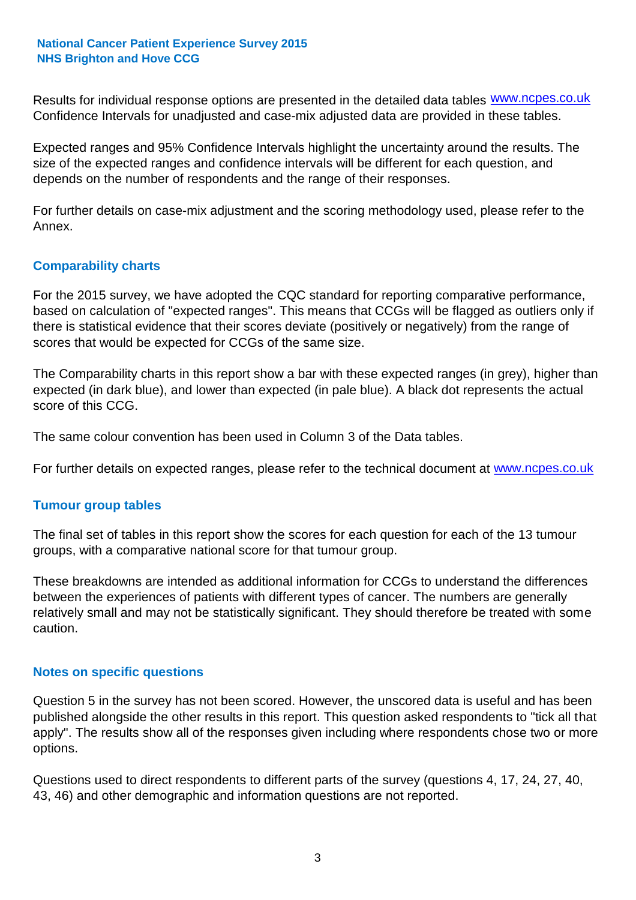Results for individual response options are presented in the detailed data tables www.ncpes.co.uk Confidence Intervals for unadjusted and case-mix adjusted data are provided in these tables.

Expected ranges and 95% Confidence Intervals highlight the uncertainty around the results. The size of the expected ranges and confidence intervals will be different for each question, and depends on the number of respondents and the range of their responses.

For further details on case-mix adjustment and the scoring methodology used, please refer to the Annex.

## Comparability charts

For the 2015 survey, we have adopted the CQC standard for reporting comparative performance, based on calculation of "expected ranges". This means that CCGs will be flagged as outliers only if there is statistical evidence that their scores deviate (positively or negatively) from the range of scores that would be expected for CCGs of the same size.

The Comparability charts in this report show a bar with these expected ranges (in grey), higher than expected (in dark blue), and lower than expected (in pale blue). A black dot represents the actual score of this CCG.

The same colour convention has been used in Column 3 of the Data tables.

For further details on expected ranges, please refer to the technical document at www.ncpes.co.uk

## Tumour group tables

The final set of tables in this report show the scores for each question for each of the 13 tumour groups, with a comparative national score for that tumour group.

These breakdowns are intended as additional information for CCGs to understand the differences between the experiences of patients with different types of cancer. The numbers are generally relatively small and may not be statistically significant. They should therefore be treated with some caution.

## Notes on specific questions

Question 5 in the survey has not been scored. However, the unscored data is useful and has been published alongside the other results in this report. This question asked respondents to "tick all that apply". The results show all of the responses given including where respondents chose two or more options.

Questions used to direct respondents to different parts of the survey (questions 4, 17, 24, 27, 40, 43, 46) and other demographic and information questions are not reported.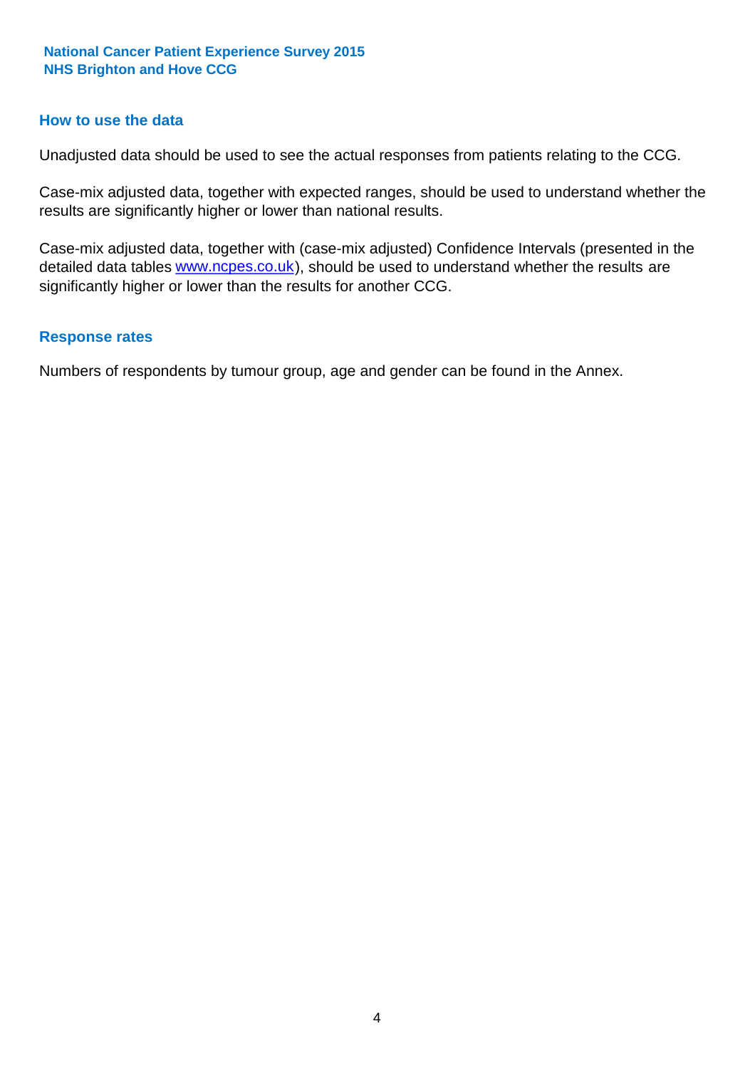## How to use the data

Unadjusted data should be used to see the actual responses from patients relating to the CCG.

Case-mix adjusted data, together with expected ranges, should be used to understand whether the results are significantly higher or lower than national results.

Case-mix adjusted data, together with (case-mix adjusted) Confidence Intervals (presented in the detailed data tables www.ncpes.co.uk), should be used to understand whether the results are significantly higher or lower than the results for another CCG.

## Response rates

Numbers of respondents by tumour group, age and gender can be found in the Annex.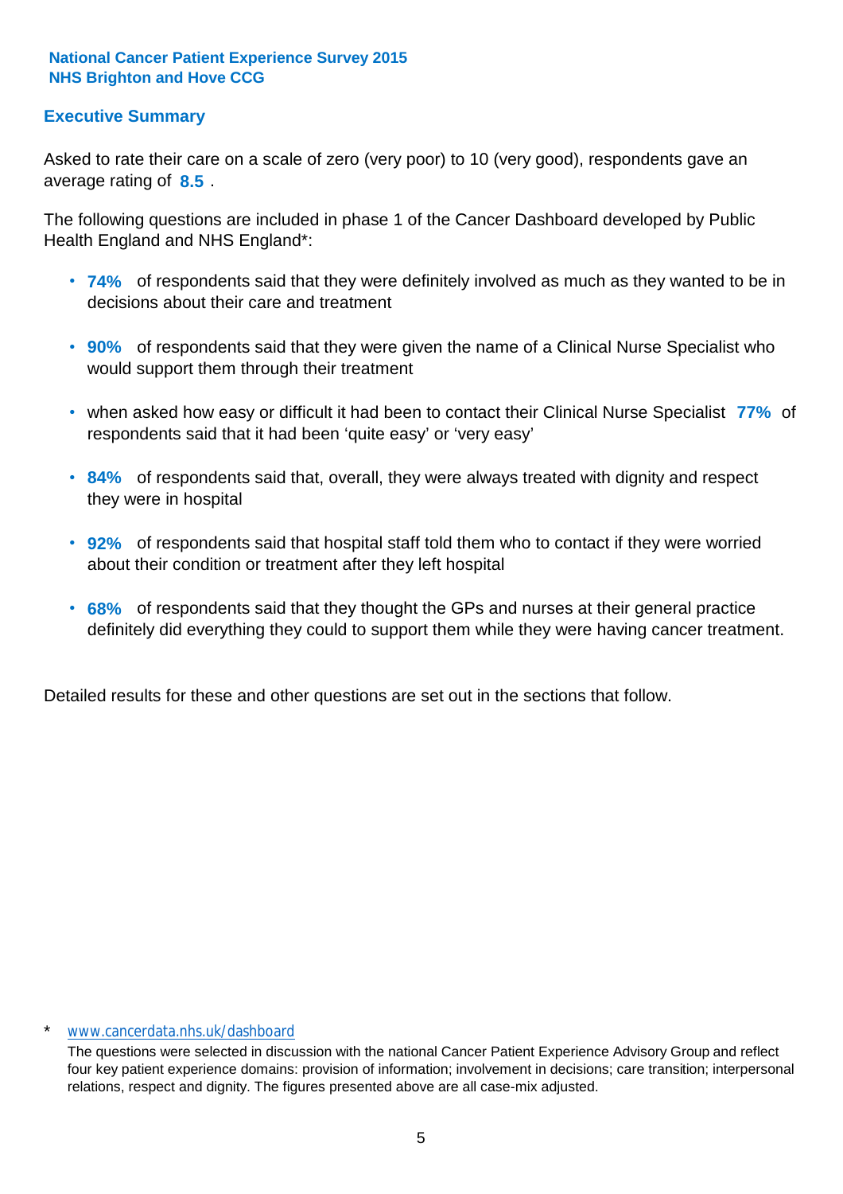**National Cancer Patient Experience Survey 2015**
**NHS Brighton and Hove CCG**

## Executive Summary

Asked to rate their care on a scale of zero (very poor) to 10 (very good), respondents gave an average rating of **8.5** .

The following questions are included in phase 1 of the Cancer Dashboard developed by Public Health England and NHS England*:

- **74%** of respondents said that they were definitely involved as much as they wanted to be in decisions about their care and treatment
- **90%** of respondents said that they were given the name of a Clinical Nurse Specialist who would support them through their treatment
- when asked how easy or difficult it had been to contact their Clinical Nurse Specialist **77%** of respondents said that it had been 'quite easy' or 'very easy'
- **84%** of respondents said that, overall, they were always treated with dignity and respect they were in hospital
- **92%** of respondents said that hospital staff told them who to contact if they were worried about their condition or treatment after they left hospital
- **68%** of respondents said that they thought the GPs and nurses at their general practice definitely did everything they could to support them while they were having cancer treatment.

Detailed results for these and other questions are set out in the sections that follow.

\* www.cancerdata.nhs.uk/dashboard

The questions were selected in discussion with the national Cancer Patient Experience Advisory Group and reflect four key patient experience domains: provision of information; involvement in decisions; care transition; interpersonal relations, respect and dignity. The figures presented above are all case-mix adjusted.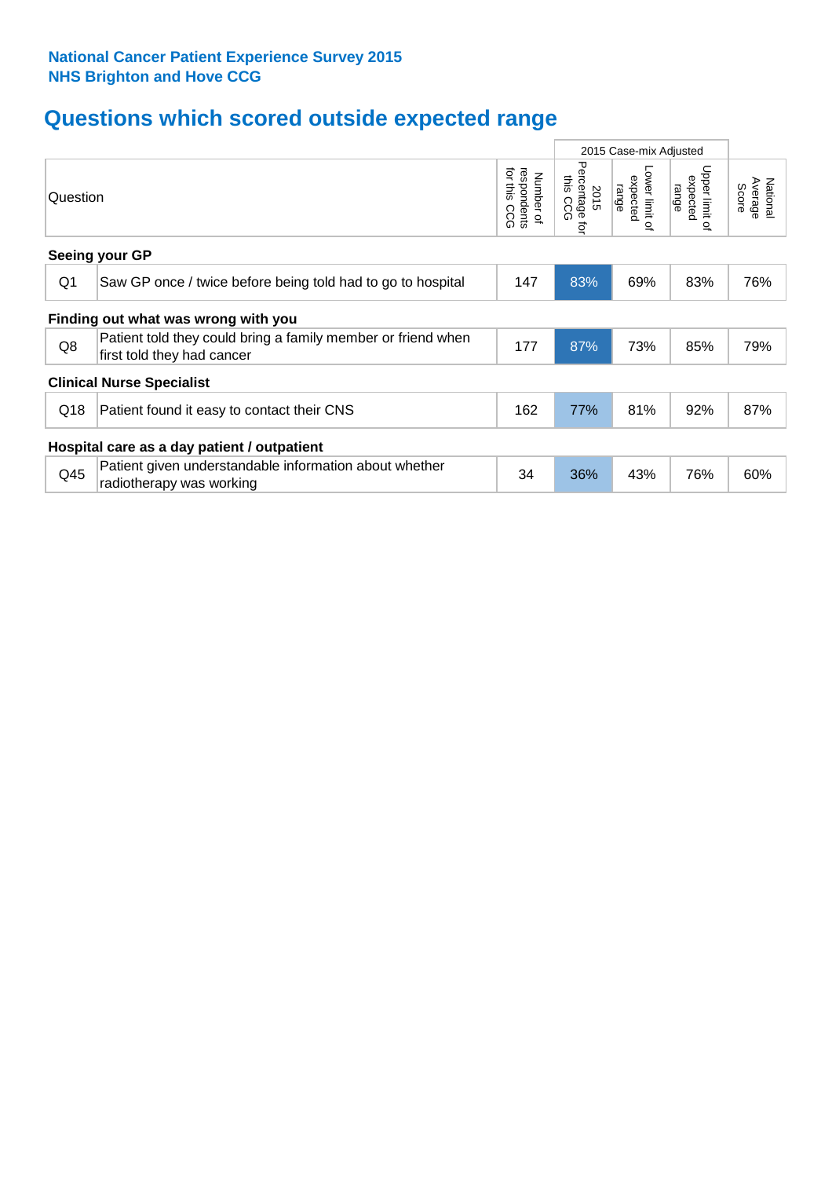**National Cancer Patient Experience Survey 2015**
**NHS Brighton and Hove CCG**

# Questions which scored outside expected range

| | Question | Number of respondents for this CCG | 2015 Case-mix Adjusted | | | National Average Score |
|---|---|---|---|---|---|---|
| | | | 2015 Percentage for this CCG | Lower limit of expected range | Upper limit of expected range | |
| **Seeing your GP** | | | | | | |
| Q1 | Saw GP once / twice before being told had to go to hospital | 147 | 83% | 69% | 83% | 76% |
| **Finding out what was wrong with you** | | | | | | |
| Q8 | Patient told they could bring a family member or friend when first told they had cancer | 177 | 87% | 73% | 85% | 79% |
| **Clinical Nurse Specialist** | | | | | | |
| Q18 | Patient found it easy to contact their CNS | 162 | 77% | 81% | 92% | 87% |
| **Hospital care as a day patient / outpatient** | | | | | | |
| Q45 | Patient given understandable information about whether radiotherapy was working | 34 | 36% | 43% | 76% | 60% |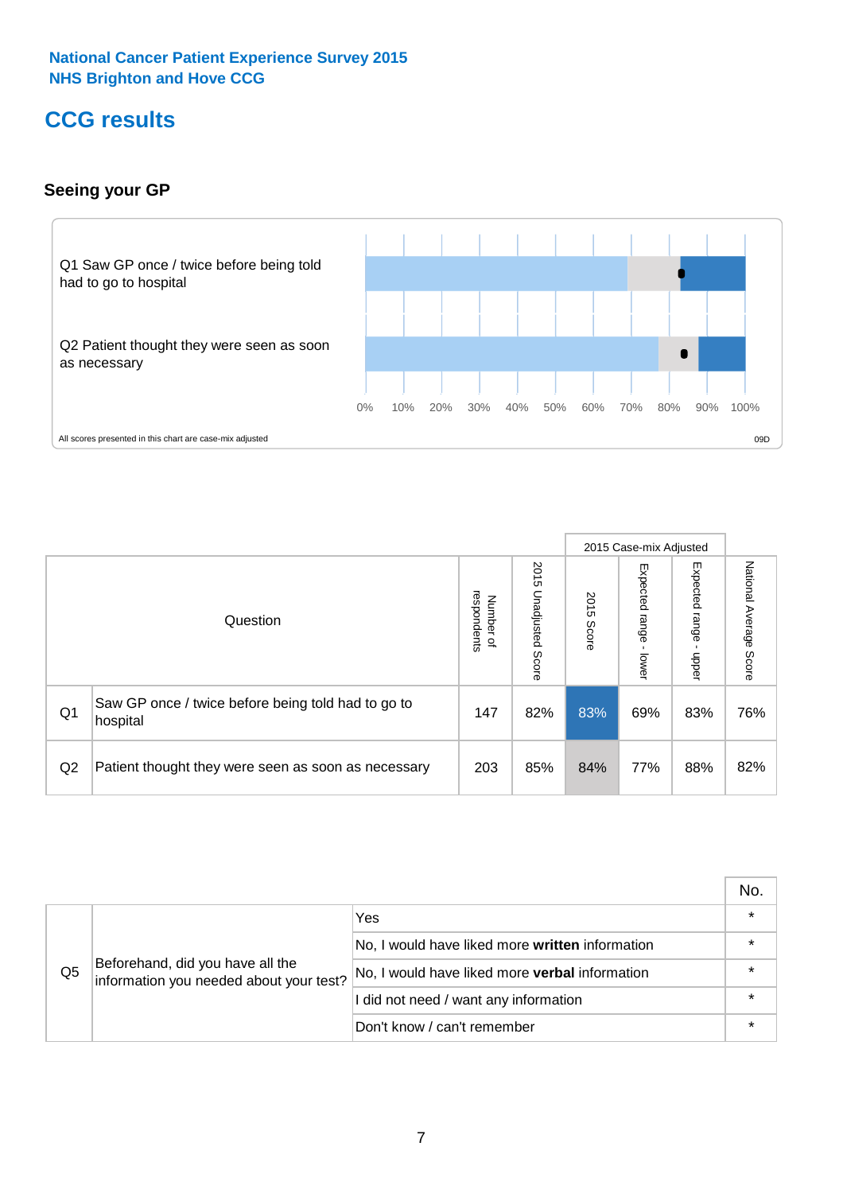National Cancer Patient Experience Survey 2015
NHS Brighton and Hove CCG

# CCG results

### Seeing your GP

Q1 Saw GP once / twice before being told had to go to hospital

Q2 Patient thought they were seen as soon as necessary

0% 10% 20% 30% 40% 50% 60% 70% 80% 90% 100%

All scores presented in this chart are case-mix adjusted

09D

| | Question | Number of respondents | 2015 Unadjusted Score | 2015 Case-mix Adjusted: 2015 Score | 2015 Case-mix Adjusted: Expected range - lower | 2015 Case-mix Adjusted: Expected range - upper | National Average Score |
|---|---|---|---|---|---|---|---|
| Q1 | Saw GP once / twice before being told had to go to hospital | 147 | 82% | 83% | 69% | 83% | 76% |
| Q2 | Patient thought they were seen as soon as necessary | 203 | 85% | 84% | 77% | 88% | 82% |

| | | | No. |
|---|---|---|---|
| Q5 | Beforehand, did you have all the information you needed about your test? | Yes | * |
| | | No, I would have liked more **written** information | * |
| | | No, I would have liked more **verbal** information | * |
| | | I did not need / want any information | * |
| | | Don't know / can't remember | * |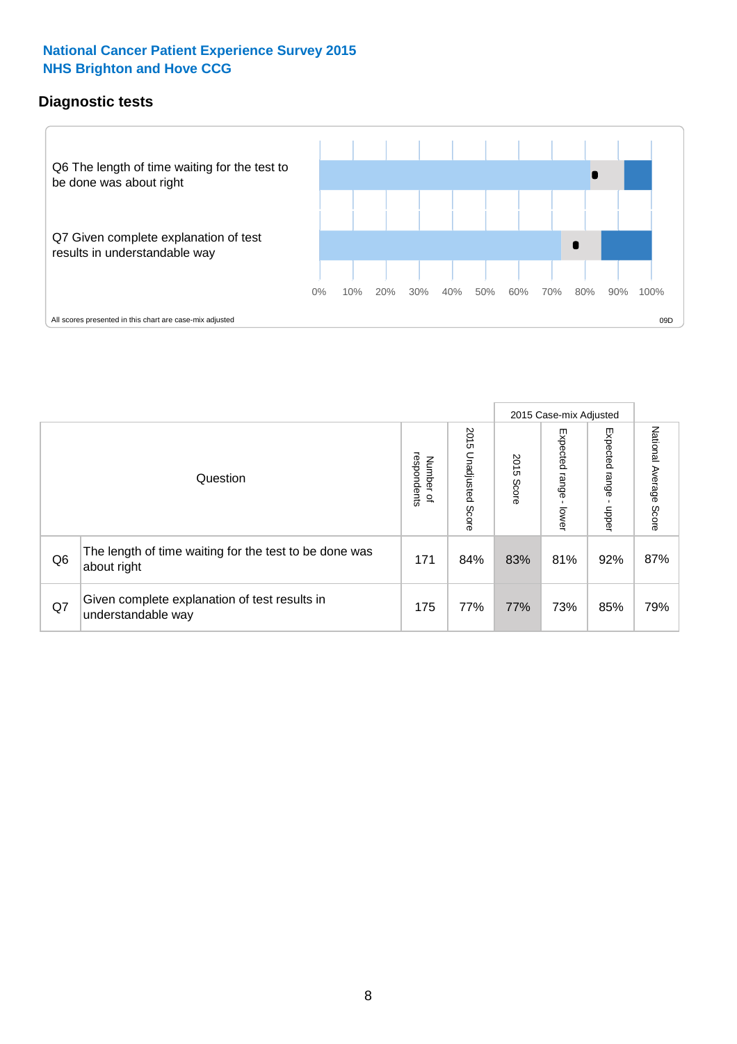National Cancer Patient Experience Survey 2015
NHS Brighton and Hove CCG

## Diagnostic tests

Q6 The length of time waiting for the test to be done was about right

Q7 Given complete explanation of test results in understandable way

0% 10% 20% 30% 40% 50% 60% 70% 80% 90% 100%

All scores presented in this chart are case-mix adjusted

09D

| | Question | Number of respondents | 2015 Unadjusted Score | 2015 Case-mix Adjusted 2015 Score | 2015 Case-mix Adjusted Expected range - lower | 2015 Case-mix Adjusted Expected range - upper | National Average Score |
|---|---|---|---|---|---|---|---|
| Q6 | The length of time waiting for the test to be done was about right | 171 | 84% | 83% | 81% | 92% | 87% |
| Q7 | Given complete explanation of test results in understandable way | 175 | 77% | 77% | 73% | 85% | 79% |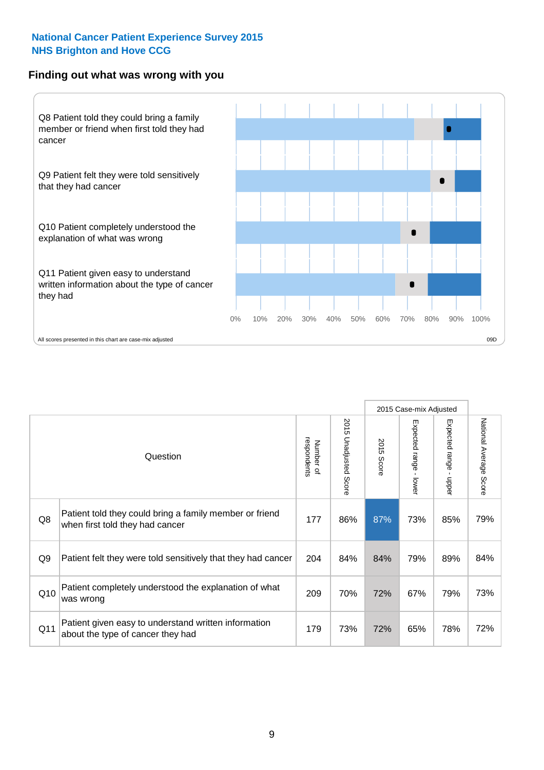**National Cancer Patient Experience Survey 2015**
**NHS Brighton and Hove CCG**

## Finding out what was wrong with you

Q8 Patient told they could bring a family member or friend when first told they had cancer

Q9 Patient felt they were told sensitively that they had cancer

Q10 Patient completely understood the explanation of what was wrong

Q11 Patient given easy to understand written information about the type of cancer they had

0% 10% 20% 30% 40% 50% 60% 70% 80% 90% 100%

All scores presented in this chart are case-mix adjusted

09D

| | Question | Number of respondents | 2015 Unadjusted Score | 2015 Case-mix Adjusted: 2015 Score | 2015 Case-mix Adjusted: Expected range - lower | 2015 Case-mix Adjusted: Expected range - upper | National Average Score |
|---|---|---|---|---|---|---|---|
| Q8 | Patient told they could bring a family member or friend when first told they had cancer | 177 | 86% | 87% | 73% | 85% | 79% |
| Q9 | Patient felt they were told sensitively that they had cancer | 204 | 84% | 84% | 79% | 89% | 84% |
| Q10 | Patient completely understood the explanation of what was wrong | 209 | 70% | 72% | 67% | 79% | 73% |
| Q11 | Patient given easy to understand written information about the type of cancer they had | 179 | 73% | 72% | 65% | 78% | 72% |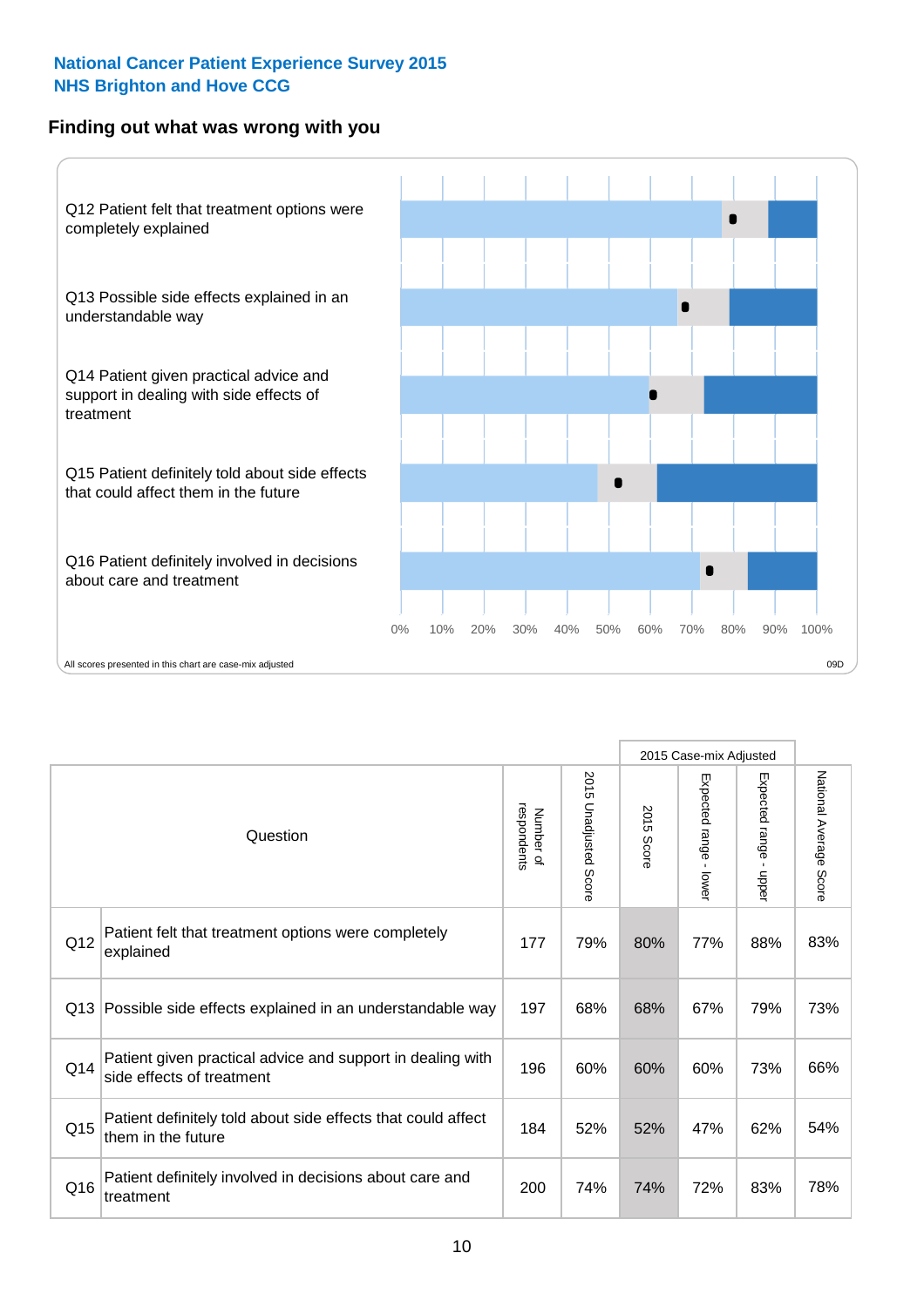National Cancer Patient Experience Survey 2015
NHS Brighton and Hove CCG

## Finding out what was wrong with you

Q12 Patient felt that treatment options were completely explained

Q13 Possible side effects explained in an understandable way

Q14 Patient given practical advice and support in dealing with side effects of treatment

Q15 Patient definitely told about side effects that could affect them in the future

Q16 Patient definitely involved in decisions about care and treatment

0% 10% 20% 30% 40% 50% 60% 70% 80% 90% 100%

All scores presented in this chart are case-mix adjusted

09D

| | Question | Number of respondents | 2015 Unadjusted Score | 2015 Case-mix Adjusted: 2015 Score | 2015 Case-mix Adjusted: Expected range - lower | 2015 Case-mix Adjusted: Expected range - upper | National Average Score |
|---|---|---|---|---|---|---|---|
| Q12 | Patient felt that treatment options were completely explained | 177 | 79% | 80% | 77% | 88% | 83% |
| Q13 | Possible side effects explained in an understandable way | 197 | 68% | 68% | 67% | 79% | 73% |
| Q14 | Patient given practical advice and support in dealing with side effects of treatment | 196 | 60% | 60% | 60% | 73% | 66% |
| Q15 | Patient definitely told about side effects that could affect them in the future | 184 | 52% | 52% | 47% | 62% | 54% |
| Q16 | Patient definitely involved in decisions about care and treatment | 200 | 74% | 74% | 72% | 83% | 78% |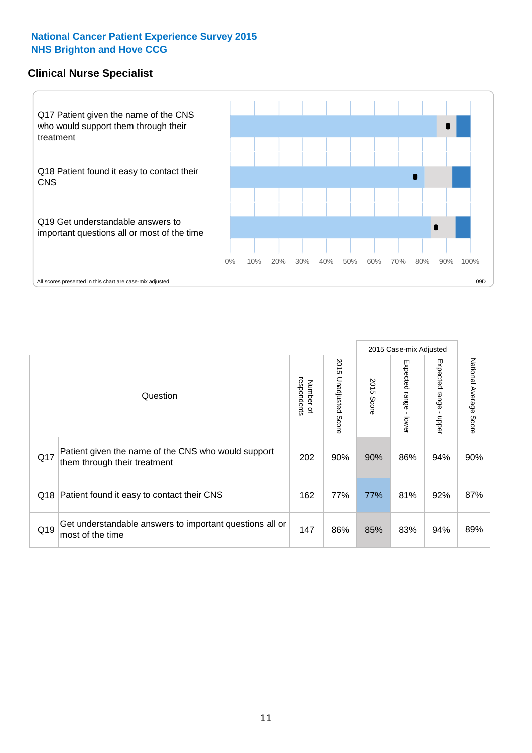**National Cancer Patient Experience Survey 2015**
**NHS Brighton and Hove CCG**

## Clinical Nurse Specialist

Q17 Patient given the name of the CNS who would support them through their treatment

Q18 Patient found it easy to contact their CNS

Q19 Get understandable answers to important questions all or most of the time

0% 10% 20% 30% 40% 50% 60% 70% 80% 90% 100%

All scores presented in this chart are case-mix adjusted

09D

| | Question | Number of respondents | 2015 Unadjusted Score | 2015 Case-mix Adjusted 2015 Score | 2015 Case-mix Adjusted Expected range - lower | 2015 Case-mix Adjusted Expected range - upper | National Average Score |
|---|---|---|---|---|---|---|---|
| Q17 | Patient given the name of the CNS who would support them through their treatment | 202 | 90% | 90% | 86% | 94% | 90% |
| Q18 | Patient found it easy to contact their CNS | 162 | 77% | 77% | 81% | 92% | 87% |
| Q19 | Get understandable answers to important questions all or most of the time | 147 | 86% | 85% | 83% | 94% | 89% |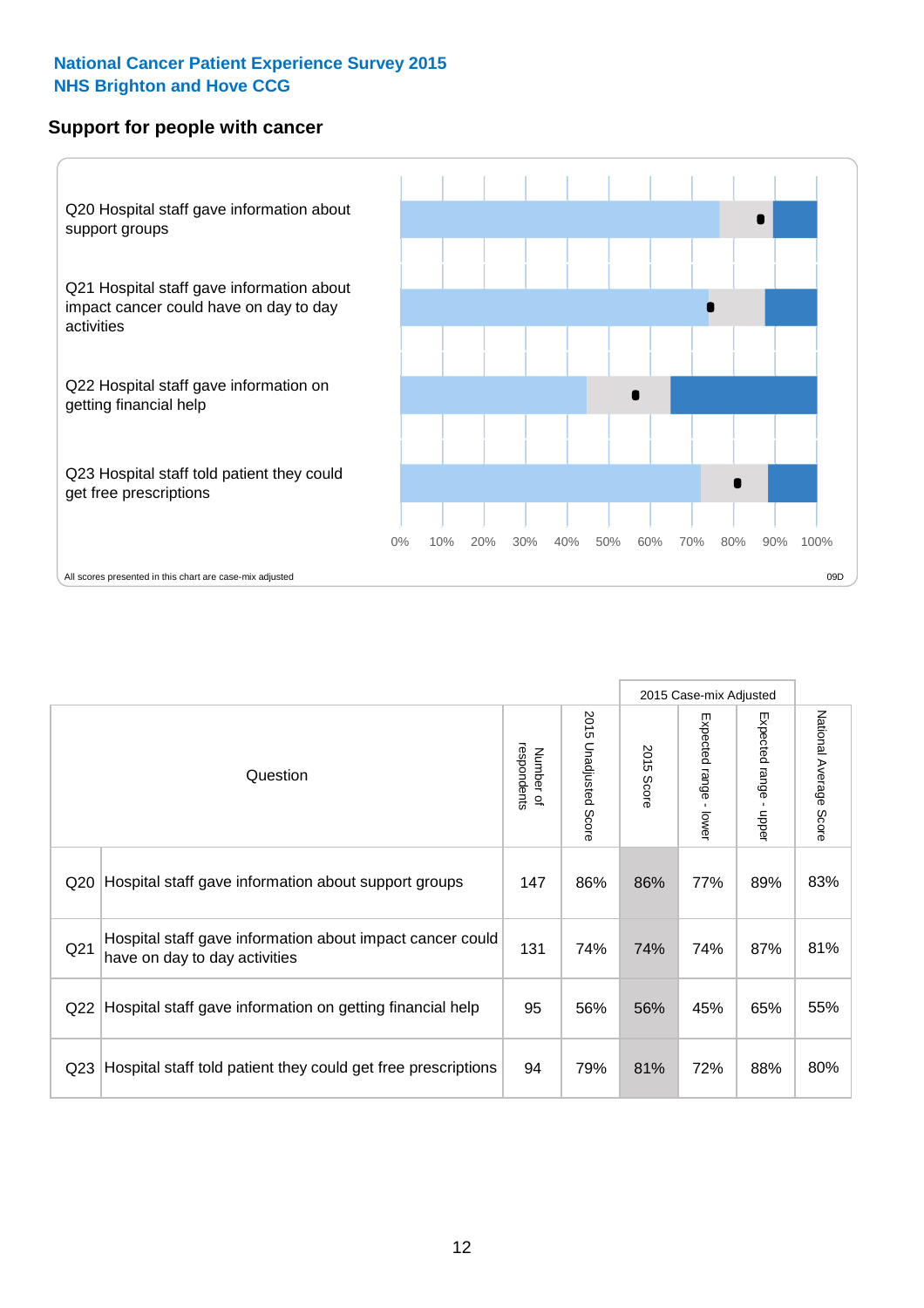National Cancer Patient Experience Survey 2015
NHS Brighton and Hove CCG

## Support for people with cancer

Q20 Hospital staff gave information about support groups

Q21 Hospital staff gave information about impact cancer could have on day to day activities

Q22 Hospital staff gave information on getting financial help

Q23 Hospital staff told patient they could get free prescriptions

0% 10% 20% 30% 40% 50% 60% 70% 80% 90% 100%

All scores presented in this chart are case-mix adjusted

09D

| | Question | Number of respondents | 2015 Unadjusted Score | 2015 Case-mix Adjusted | | | National Average Score |
|---|---|---|---|---|---|---|---|
| | | | | 2015 Score | Expected range - lower | Expected range - upper | |
| Q20 | Hospital staff gave information about support groups | 147 | 86% | 86% | 77% | 89% | 83% |
| Q21 | Hospital staff gave information about impact cancer could have on day to day activities | 131 | 74% | 74% | 74% | 87% | 81% |
| Q22 | Hospital staff gave information on getting financial help | 95 | 56% | 56% | 45% | 65% | 55% |
| Q23 | Hospital staff told patient they could get free prescriptions | 94 | 79% | 81% | 72% | 88% | 80% |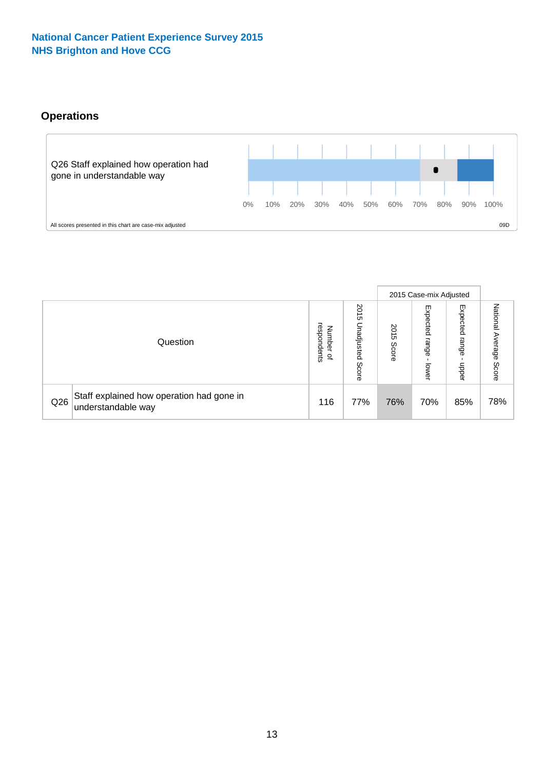National Cancer Patient Experience Survey 2015
NHS Brighton and Hove CCG

## Operations

Q26 Staff explained how operation had gone in understandable way

0% 10% 20% 30% 40% 50% 60% 70% 80% 90% 100%

All scores presented in this chart are case-mix adjusted

09D

| | Question | Number of respondents | 2015 Unadjusted Score | 2015 Case-mix Adjusted | | | National Average Score |
|---|---|---|---|---|---|---|---|
| | | | | 2015 Score | Expected range - lower | Expected range - upper | |
| Q26 | Staff explained how operation had gone in understandable way | 116 | 77% | 76% | 70% | 85% | 78% |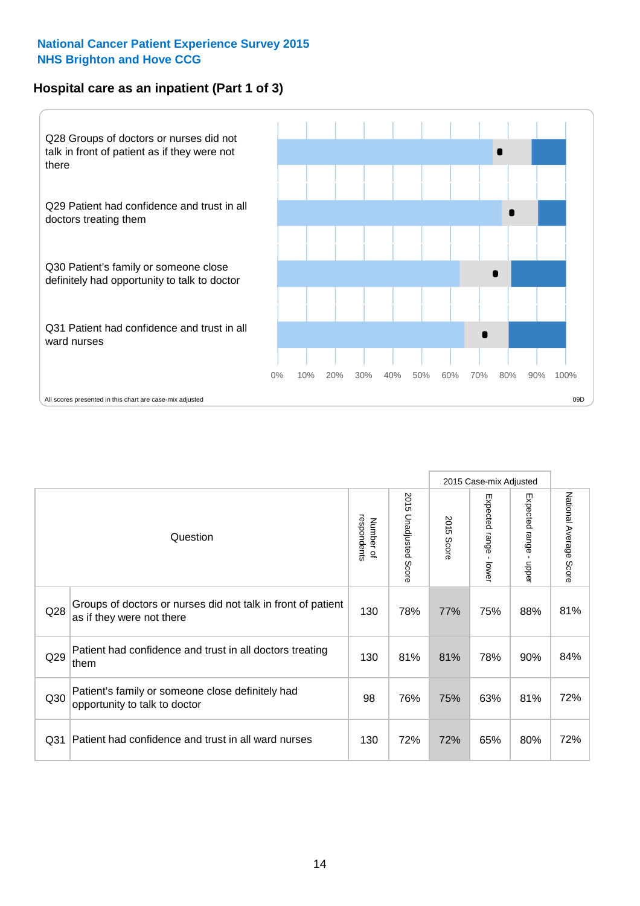National Cancer Patient Experience Survey 2015
NHS Brighton and Hove CCG

## Hospital care as an inpatient (Part 1 of 3)

Q28 Groups of doctors or nurses did not talk in front of patient as if they were not there

Q29 Patient had confidence and trust in all doctors treating them

Q30 Patient's family or someone close definitely had opportunity to talk to doctor

Q31 Patient had confidence and trust in all ward nurses

0% 10% 20% 30% 40% 50% 60% 70% 80% 90% 100%

All scores presented in this chart are case-mix adjusted

09D

| | Question | Number of respondents | 2015 Unadjusted Score | 2015 Case-mix Adjusted: 2015 Score | 2015 Case-mix Adjusted: Expected range - lower | 2015 Case-mix Adjusted: Expected range - upper | National Average Score |
|---|---|---|---|---|---|---|---|
| Q28 | Groups of doctors or nurses did not talk in front of patient as if they were not there | 130 | 78% | 77% | 75% | 88% | 81% |
| Q29 | Patient had confidence and trust in all doctors treating them | 130 | 81% | 81% | 78% | 90% | 84% |
| Q30 | Patient's family or someone close definitely had opportunity to talk to doctor | 98 | 76% | 75% | 63% | 81% | 72% |
| Q31 | Patient had confidence and trust in all ward nurses | 130 | 72% | 72% | 65% | 80% | 72% |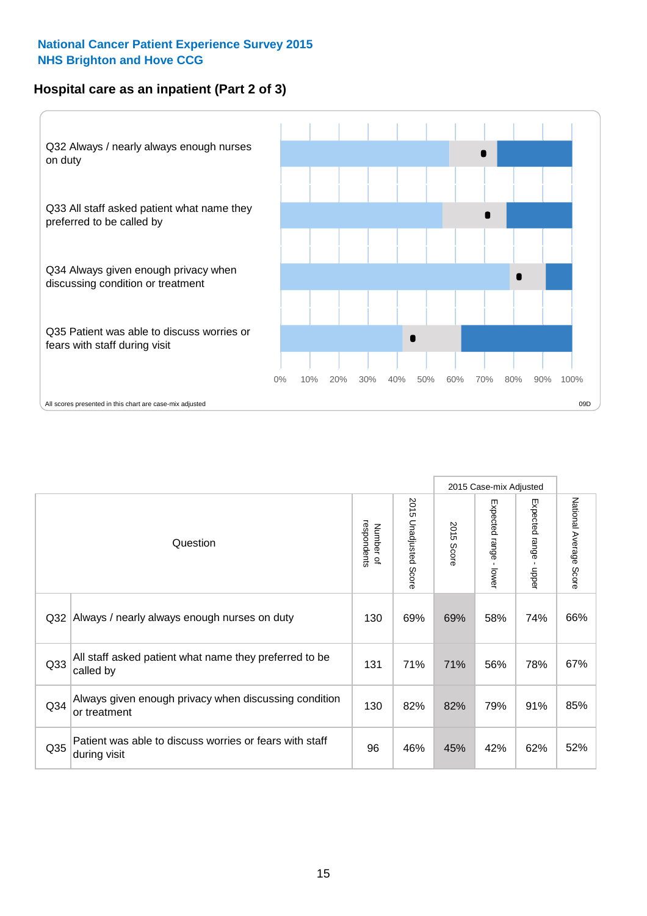National Cancer Patient Experience Survey 2015
NHS Brighton and Hove CCG

## Hospital care as an inpatient (Part 2 of 3)

Q32 Always / nearly always enough nurses on duty

Q33 All staff asked patient what name they preferred to be called by

Q34 Always given enough privacy when discussing condition or treatment

Q35 Patient was able to discuss worries or fears with staff during visit

0% 10% 20% 30% 40% 50% 60% 70% 80% 90% 100%

All scores presented in this chart are case-mix adjusted

09D

| | Question | Number of respondents | 2015 Unadjusted Score | 2015 Case-mix Adjusted | | | National Average Score |
|---|---|---|---|---|---|---|---|
| | | | | 2015 Score | Expected range - lower | Expected range - upper | |
| Q32 | Always / nearly always enough nurses on duty | 130 | 69% | 69% | 58% | 74% | 66% |
| Q33 | All staff asked patient what name they preferred to be called by | 131 | 71% | 71% | 56% | 78% | 67% |
| Q34 | Always given enough privacy when discussing condition or treatment | 130 | 82% | 82% | 79% | 91% | 85% |
| Q35 | Patient was able to discuss worries or fears with staff during visit | 96 | 46% | 45% | 42% | 62% | 52% |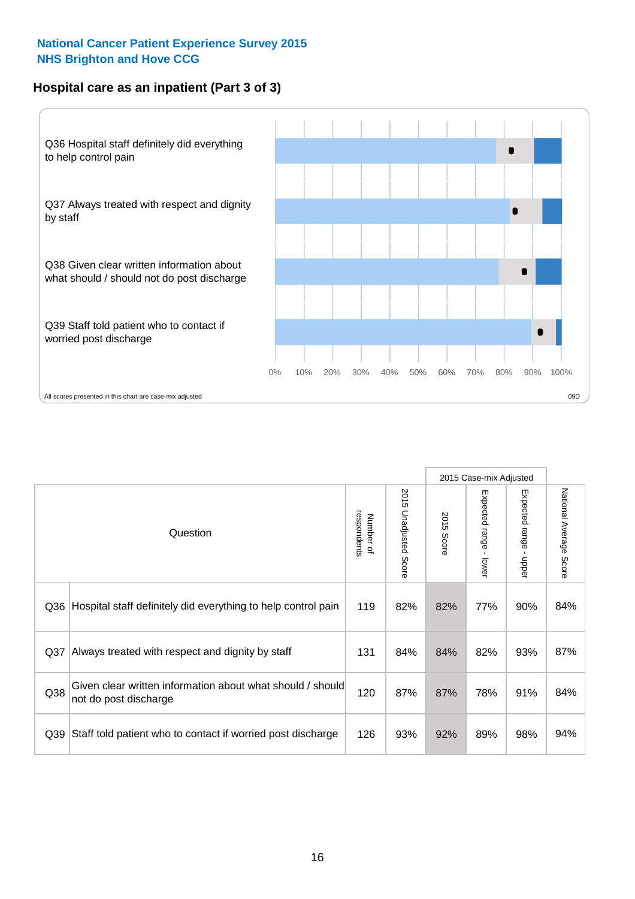**National Cancer Patient Experience Survey 2015**
**NHS Brighton and Hove CCG**

## Hospital care as an inpatient (Part 3 of 3)

Q36 Hospital staff definitely did everything to help control pain

Q37 Always treated with respect and dignity by staff

Q38 Given clear written information about what should / should not do post discharge

Q39 Staff told patient who to contact if worried post discharge

0% 10% 20% 30% 40% 50% 60% 70% 80% 90% 100%

All scores presented in this chart are case-mix adjusted

09D

| Question | | Number of respondents | 2015 Unadjusted Score | 2015 Case-mix Adjusted: 2015 Score | 2015 Case-mix Adjusted: Expected range - lower | 2015 Case-mix Adjusted: Expected range - upper | National Average Score |
|---|---|---|---|---|---|---|---|
| Q36 | Hospital staff definitely did everything to help control pain | 119 | 82% | 82% | 77% | 90% | 84% |
| Q37 | Always treated with respect and dignity by staff | 131 | 84% | 84% | 82% | 93% | 87% |
| Q38 | Given clear written information about what should / should not do post discharge | 120 | 87% | 87% | 78% | 91% | 84% |
| Q39 | Staff told patient who to contact if worried post discharge | 126 | 93% | 92% | 89% | 98% | 94% |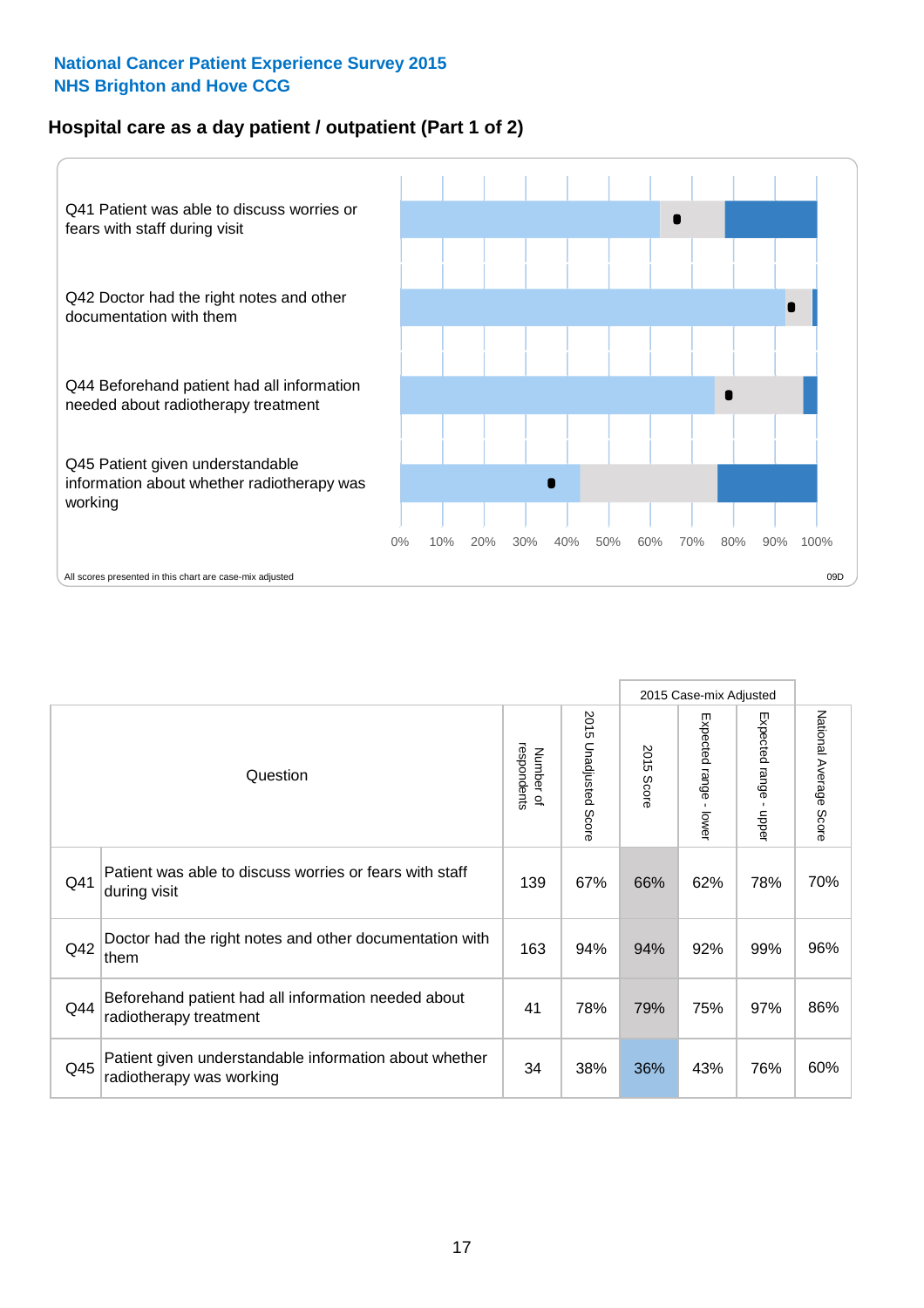**National Cancer Patient Experience Survey 2015**
**NHS Brighton and Hove CCG**

## Hospital care as a day patient / outpatient (Part 1 of 2)

Q41 Patient was able to discuss worries or fears with staff during visit

Q42 Doctor had the right notes and other documentation with them

Q44 Beforehand patient had all information needed about radiotherapy treatment

Q45 Patient given understandable information about whether radiotherapy was working

0% 10% 20% 30% 40% 50% 60% 70% 80% 90% 100%

All scores presented in this chart are case-mix adjusted

09D

| | Question | Number of respondents | 2015 Unadjusted Score | 2015 Case-mix Adjusted | | | National Average Score |
|---|---|---|---|---|---|---|---|
| | | | | 2015 Score | Expected range - lower | Expected range - upper | |
| Q41 | Patient was able to discuss worries or fears with staff during visit | 139 | 67% | 66% | 62% | 78% | 70% |
| Q42 | Doctor had the right notes and other documentation with them | 163 | 94% | 94% | 92% | 99% | 96% |
| Q44 | Beforehand patient had all information needed about radiotherapy treatment | 41 | 78% | 79% | 75% | 97% | 86% |
| Q45 | Patient given understandable information about whether radiotherapy was working | 34 | 38% | 36% | 43% | 76% | 60% |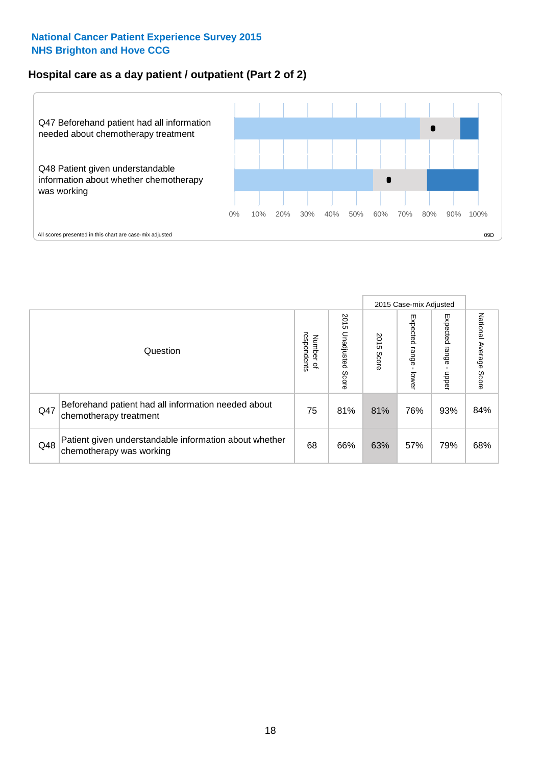**National Cancer Patient Experience Survey 2015**
**NHS Brighton and Hove CCG**

## Hospital care as a day patient / outpatient (Part 2 of 2)

Q47 Beforehand patient had all information needed about chemotherapy treatment

Q48 Patient given understandable information about whether chemotherapy was working

0% 10% 20% 30% 40% 50% 60% 70% 80% 90% 100%

All scores presented in this chart are case-mix adjusted

09D

| Question | | Number of respondents | 2015 Unadjusted Score | 2015 Case-mix Adjusted: 2015 Score | 2015 Case-mix Adjusted: Expected range - lower | 2015 Case-mix Adjusted: Expected range - upper | National Average Score |
|---|---|---|---|---|---|---|---|
| Q47 | Beforehand patient had all information needed about chemotherapy treatment | 75 | 81% | 81% | 76% | 93% | 84% |
| Q48 | Patient given understandable information about whether chemotherapy was working | 68 | 66% | 63% | 57% | 79% | 68% |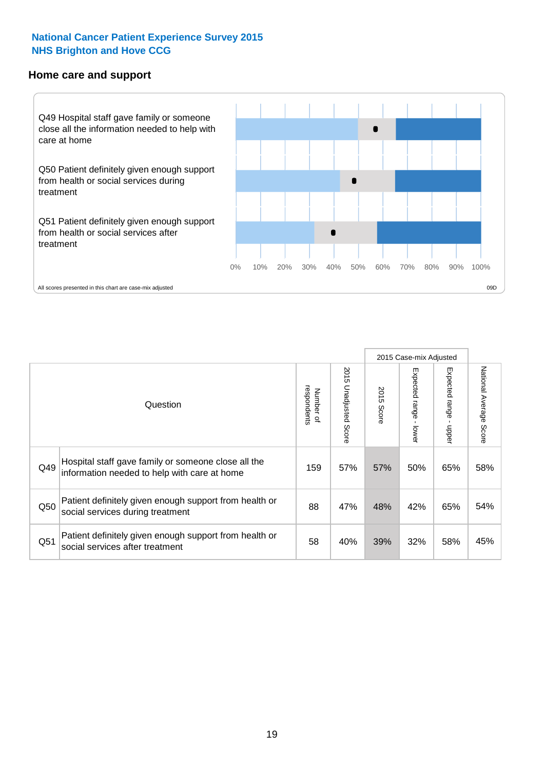National Cancer Patient Experience Survey 2015
NHS Brighton and Hove CCG

## Home care and support

Q49 Hospital staff gave family or someone close all the information needed to help with care at home

Q50 Patient definitely given enough support from health or social services during treatment

Q51 Patient definitely given enough support from health or social services after treatment

0% 10% 20% 30% 40% 50% 60% 70% 80% 90% 100%

All scores presented in this chart are case-mix adjusted

09D

| | Question | Number of respondents | 2015 Unadjusted Score | 2015 Case-mix Adjusted | | | National Average Score |
|---|---|---|---|---|---|---|---|
| | | | | 2015 Score | Expected range - lower | Expected range - upper | |
| Q49 | Hospital staff gave family or someone close all the information needed to help with care at home | 159 | 57% | 57% | 50% | 65% | 58% |
| Q50 | Patient definitely given enough support from health or social services during treatment | 88 | 47% | 48% | 42% | 65% | 54% |
| Q51 | Patient definitely given enough support from health or social services after treatment | 58 | 40% | 39% | 32% | 58% | 45% |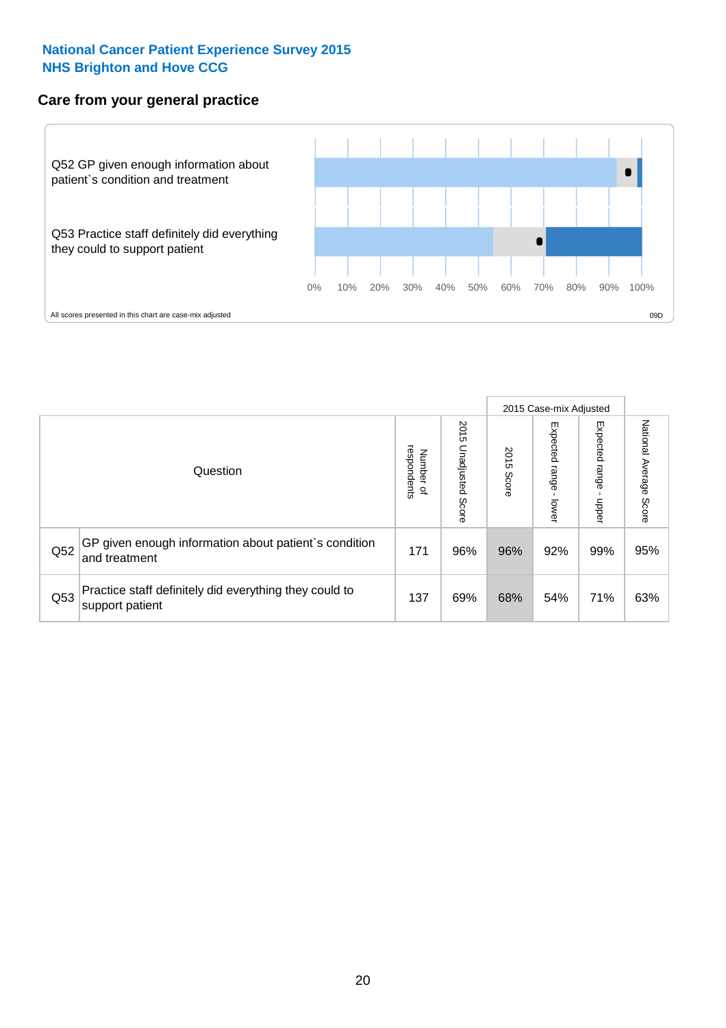National Cancer Patient Experience Survey 2015
NHS Brighton and Hove CCG

## Care from your general practice

Q52 GP given enough information about patient`s condition and treatment

Q53 Practice staff definitely did everything they could to support patient

0% 10% 20% 30% 40% 50% 60% 70% 80% 90% 100%

All scores presented in this chart are case-mix adjusted

09D

| Question | | Number of respondents | 2015 Unadjusted Score | 2015 Case-mix Adjusted: 2015 Score | 2015 Case-mix Adjusted: Expected range - lower | 2015 Case-mix Adjusted: Expected range - upper | National Average Score |
|---|---|---|---|---|---|---|---|
| Q52 | GP given enough information about patient`s condition and treatment | 171 | 96% | 96% | 92% | 99% | 95% |
| Q53 | Practice staff definitely did everything they could to support patient | 137 | 69% | 68% | 54% | 71% | 63% |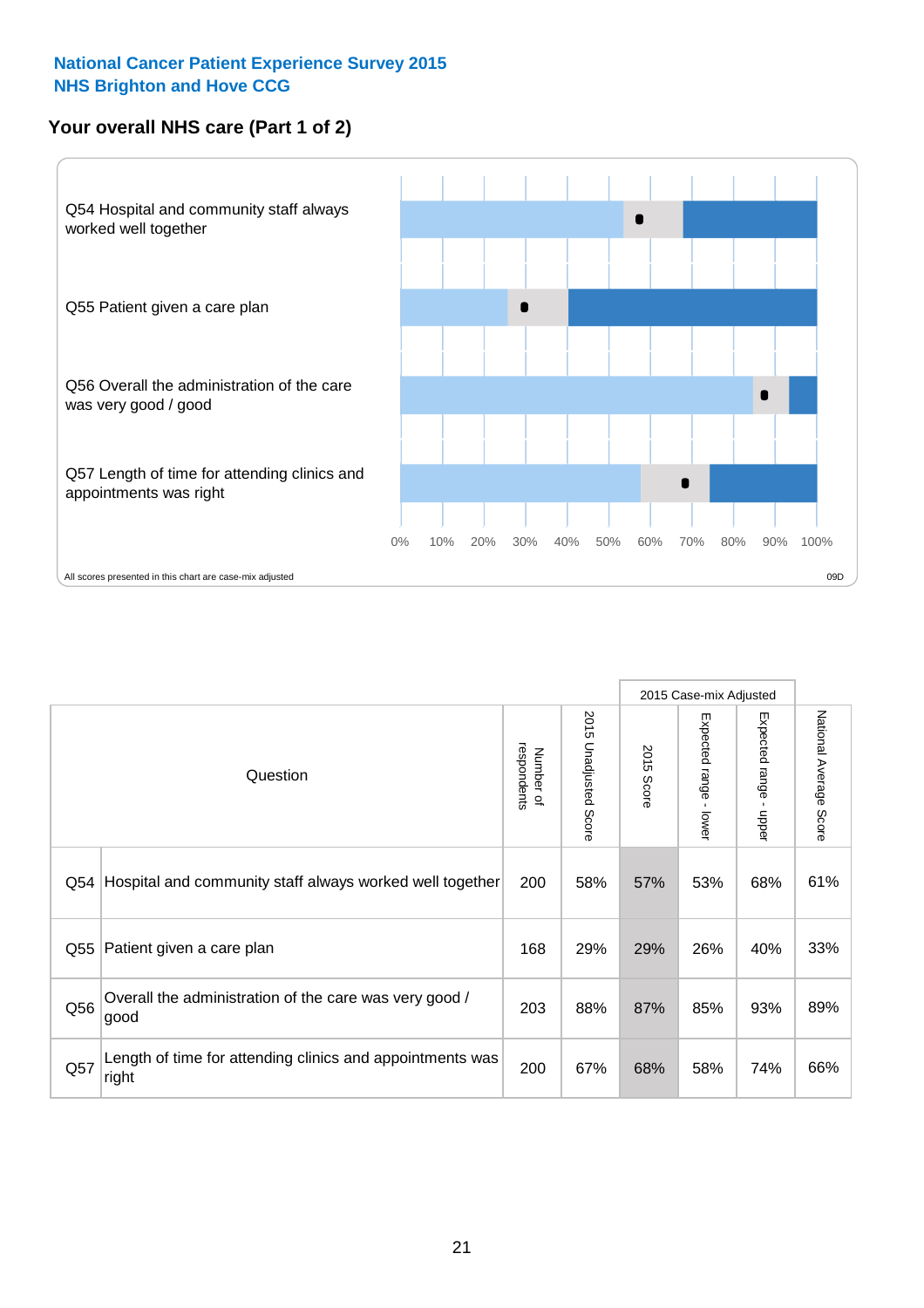National Cancer Patient Experience Survey 2015
NHS Brighton and Hove CCG

## Your overall NHS care (Part 1 of 2)

Q54 Hospital and community staff always worked well together

Q55 Patient given a care plan

Q56 Overall the administration of the care was very good / good

Q57 Length of time for attending clinics and appointments was right

0% 10% 20% 30% 40% 50% 60% 70% 80% 90% 100%

All scores presented in this chart are case-mix adjusted

09D

| Question | | Number of respondents | 2015 Unadjusted Score | 2015 Case-mix Adjusted | | | National Average Score |
|---|---|---|---|---|---|---|---|
| | | | | 2015 Score | Expected range - lower | Expected range - upper | |
| Q54 | Hospital and community staff always worked well together | 200 | 58% | 57% | 53% | 68% | 61% |
| Q55 | Patient given a care plan | 168 | 29% | 29% | 26% | 40% | 33% |
| Q56 | Overall the administration of the care was very good / good | 203 | 88% | 87% | 85% | 93% | 89% |
| Q57 | Length of time for attending clinics and appointments was right | 200 | 67% | 68% | 58% | 74% | 66% |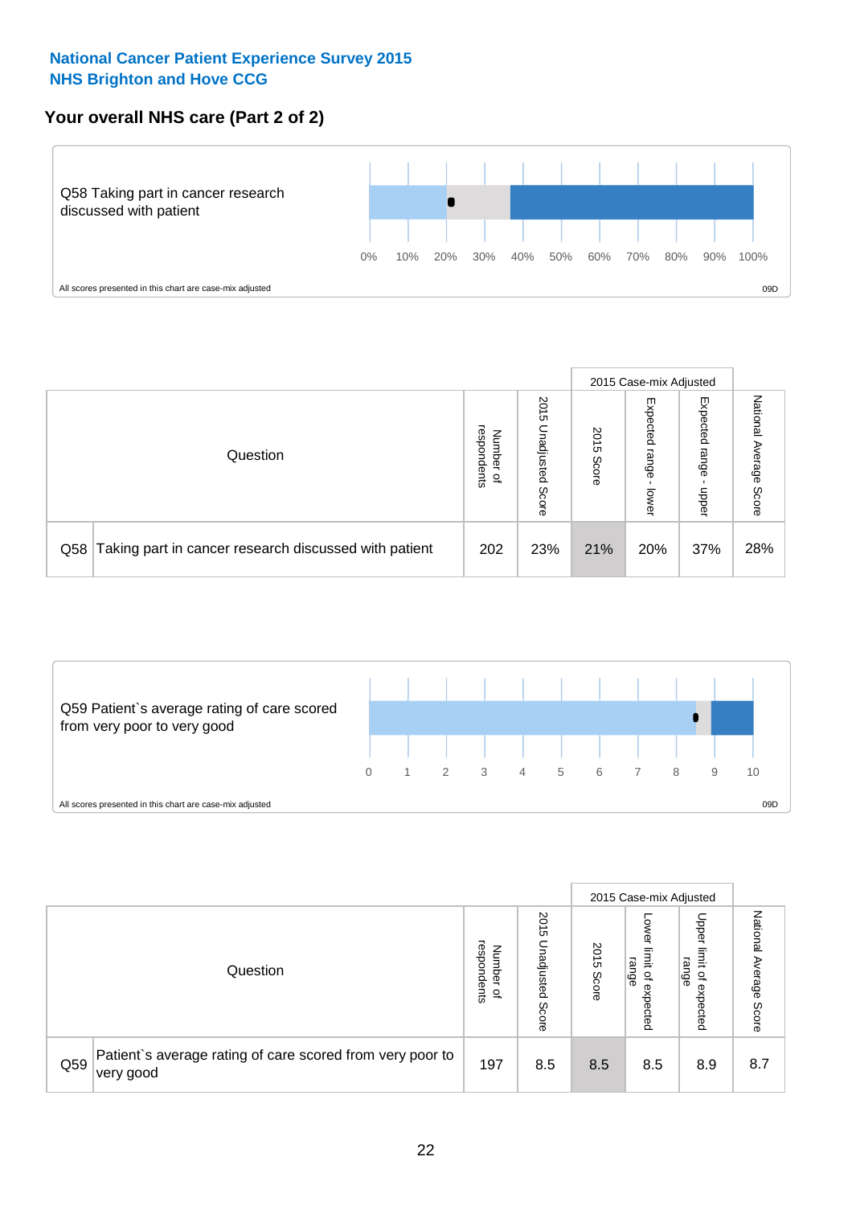**National Cancer Patient Experience Survey 2015**
**NHS Brighton and Hove CCG**

## Your overall NHS care (Part 2 of 2)

Q58 Taking part in cancer research discussed with patient

0% 10% 20% 30% 40% 50% 60% 70% 80% 90% 100%

All scores presented in this chart are case-mix adjusted

09D

| Question | | Number of respondents | 2015 Unadjusted Score | 2015 Case-mix Adjusted 2015 Score | 2015 Case-mix Adjusted Expected range - lower | 2015 Case-mix Adjusted Expected range - upper | National Average Score |
|---|---|---|---|---|---|---|---|
| Q58 | Taking part in cancer research discussed with patient | 202 | 23% | 21% | 20% | 37% | 28% |

Q59 Patient`s average rating of care scored from very poor to very good

0 1 2 3 4 5 6 7 8 9 10

All scores presented in this chart are case-mix adjusted

09D

| Question | | Number of respondents | 2015 Unadjusted Score | 2015 Case-mix Adjusted 2015 Score | 2015 Case-mix Adjusted Lower limit of expected range | 2015 Case-mix Adjusted Upper limit of expected range | National Average Score |
|---|---|---|---|---|---|---|---|
| Q59 | Patient`s average rating of care scored from very poor to very good | 197 | 8.5 | 8.5 | 8.5 | 8.9 | 8.7 |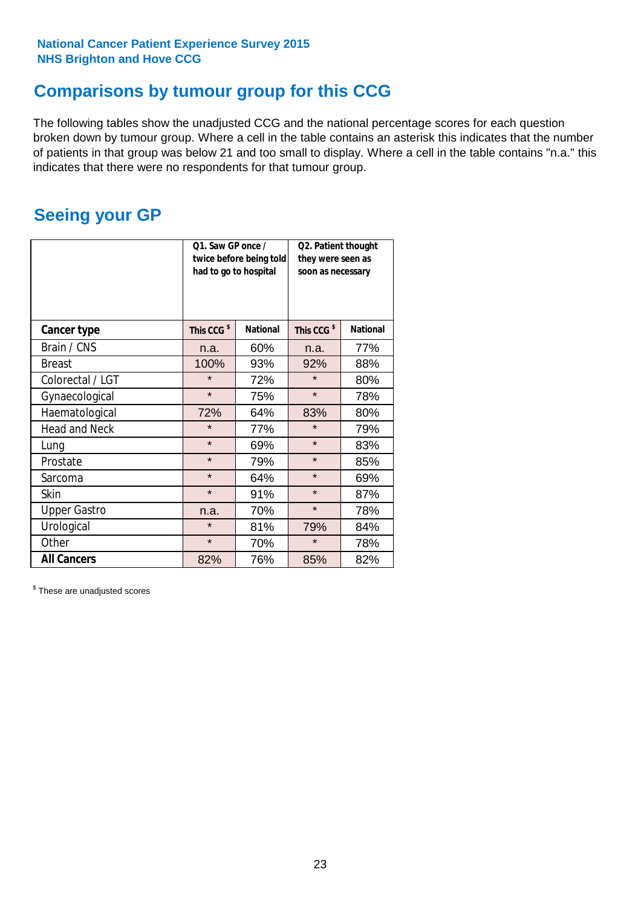National Cancer Patient Experience Survey 2015
NHS Brighton and Hove CCG

## Comparisons by tumour group for this CCG

The following tables show the unadjusted CCG and the national percentage scores for each question broken down by tumour group. Where a cell in the table contains an asterisk this indicates that the number of patients in that group was below 21 and too small to display. Where a cell in the table contains "n.a." this indicates that there were no respondents for that tumour group.

## Seeing your GP

| | Q1. Saw GP once / twice before being told had to go to hospital | | Q2. Patient thought they were seen as soon as necessary | |
|---|---|---|---|---|
| **Cancer type** | **This CCG $** | **National** | **This CCG $** | **National** |
| Brain / CNS | n.a. | 60% | n.a. | 77% |
| Breast | 100% | 93% | 92% | 88% |
| Colorectal / LGT | * | 72% | * | 80% |
| Gynaecological | * | 75% | * | 78% |
| Haematological | 72% | 64% | 83% | 80% |
| Head and Neck | * | 77% | * | 79% |
| Lung | * | 69% | * | 83% |
| Prostate | * | 79% | * | 85% |
| Sarcoma | * | 64% | * | 69% |
| Skin | * | 91% | * | 87% |
| Upper Gastro | n.a. | 70% | * | 78% |
| Urological | * | 81% | 79% | 84% |
| Other | * | 70% | * | 78% |
| **All Cancers** | 82% | 76% | 85% | 82% |

$ These are unadjusted scores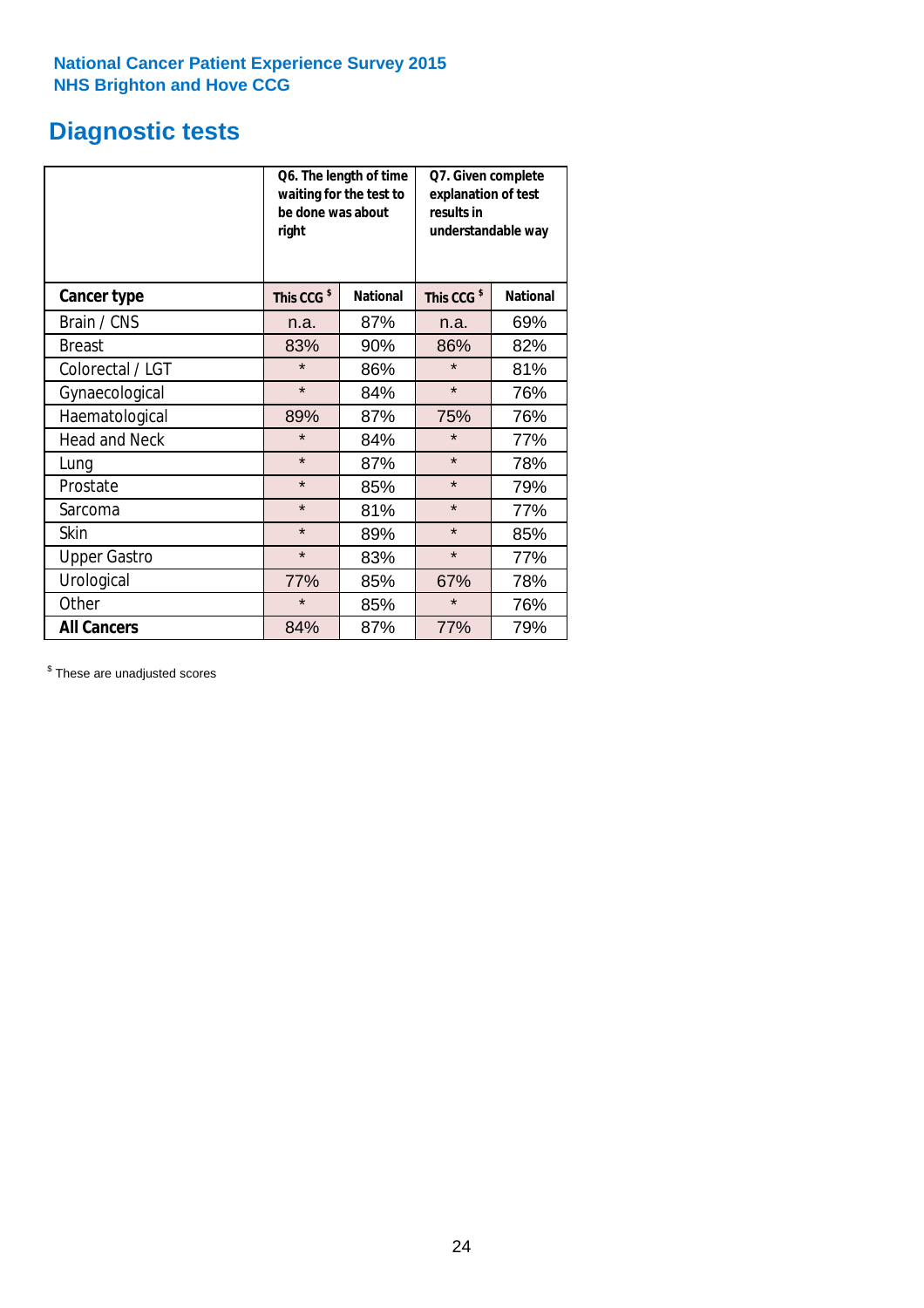National Cancer Patient Experience Survey 2015
NHS Brighton and Hove CCG

# Diagnostic tests

| | Q6. The length of time waiting for the test to be done was about right | | Q7. Given complete explanation of test results in understandable way | |
|---|---|---|---|---|
| **Cancer type** | **This CCG $** | **National** | **This CCG $** | **National** |
| Brain / CNS | n.a. | 87% | n.a. | 69% |
| Breast | 83% | 90% | 86% | 82% |
| Colorectal / LGT | * | 86% | * | 81% |
| Gynaecological | * | 84% | * | 76% |
| Haematological | 89% | 87% | 75% | 76% |
| Head and Neck | * | 84% | * | 77% |
| Lung | * | 87% | * | 78% |
| Prostate | * | 85% | * | 79% |
| Sarcoma | * | 81% | * | 77% |
| Skin | * | 89% | * | 85% |
| Upper Gastro | * | 83% | * | 77% |
| Urological | 77% | 85% | 67% | 78% |
| Other | * | 85% | * | 76% |
| **All Cancers** | 84% | 87% | 77% | 79% |

$ These are unadjusted scores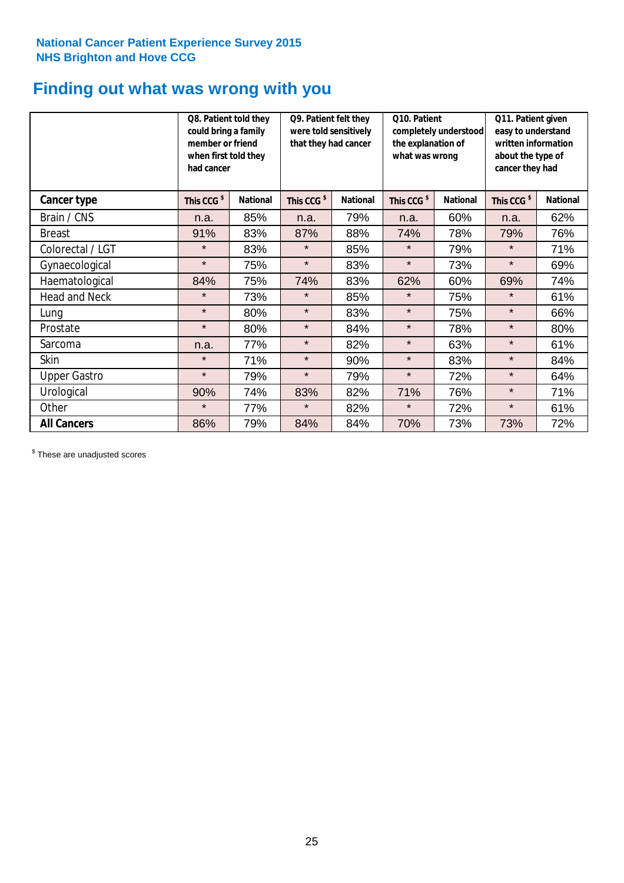National Cancer Patient Experience Survey 2015
NHS Brighton and Hove CCG

# Finding out what was wrong with you

| | Q8. Patient told they could bring a family member or friend when first told they had cancer | | Q9. Patient felt they were told sensitively that they had cancer | | Q10. Patient completely understood the explanation of what was wrong | | Q11. Patient given easy to understand written information about the type of cancer they had | |
|---|---|---|---|---|---|---|---|---|
| **Cancer type** | This CCG $ | National | This CCG $ | National | This CCG $ | National | This CCG $ | National |
| Brain / CNS | n.a. | 85% | n.a. | 79% | n.a. | 60% | n.a. | 62% |
| Breast | 91% | 83% | 87% | 88% | 74% | 78% | 79% | 76% |
| Colorectal / LGT | * | 83% | * | 85% | * | 79% | * | 71% |
| Gynaecological | * | 75% | * | 83% | * | 73% | * | 69% |
| Haematological | 84% | 75% | 74% | 83% | 62% | 60% | 69% | 74% |
| Head and Neck | * | 73% | * | 85% | * | 75% | * | 61% |
| Lung | * | 80% | * | 83% | * | 75% | * | 66% |
| Prostate | * | 80% | * | 84% | * | 78% | * | 80% |
| Sarcoma | n.a. | 77% | * | 82% | * | 63% | * | 61% |
| Skin | * | 71% | * | 90% | * | 83% | * | 84% |
| Upper Gastro | * | 79% | * | 79% | * | 72% | * | 64% |
| Urological | 90% | 74% | 83% | 82% | 71% | 76% | * | 71% |
| Other | * | 77% | * | 82% | * | 72% | * | 61% |
| **All Cancers** | 86% | 79% | 84% | 84% | 70% | 73% | 73% | 72% |

$ These are unadjusted scores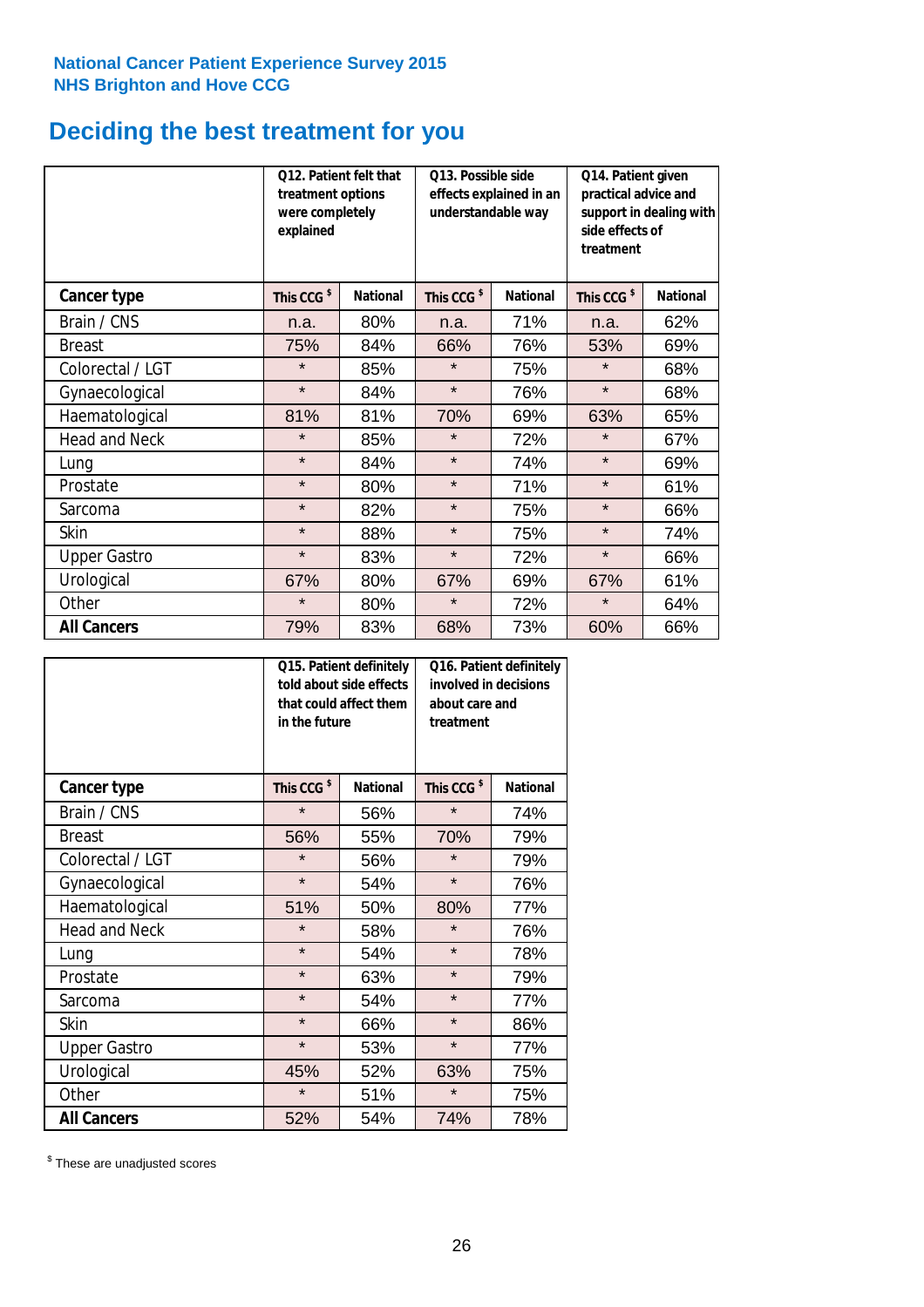National Cancer Patient Experience Survey 2015
NHS Brighton and Hove CCG

# Deciding the best treatment for you

| | Q12. Patient felt that treatment options were completely explained | | Q13. Possible side effects explained in an understandable way | | Q14. Patient given practical advice and support in dealing with side effects of treatment | |
|---|---|---|---|---|---|---|
| **Cancer type** | **This CCG $** | **National** | **This CCG $** | **National** | **This CCG $** | **National** |
| Brain / CNS | n.a. | 80% | n.a. | 71% | n.a. | 62% |
| Breast | 75% | 84% | 66% | 76% | 53% | 69% |
| Colorectal / LGT | * | 85% | * | 75% | * | 68% |
| Gynaecological | * | 84% | * | 76% | * | 68% |
| Haematological | 81% | 81% | 70% | 69% | 63% | 65% |
| Head and Neck | * | 85% | * | 72% | * | 67% |
| Lung | * | 84% | * | 74% | * | 69% |
| Prostate | * | 80% | * | 71% | * | 61% |
| Sarcoma | * | 82% | * | 75% | * | 66% |
| Skin | * | 88% | * | 75% | * | 74% |
| Upper Gastro | * | 83% | * | 72% | * | 66% |
| Urological | 67% | 80% | 67% | 69% | 67% | 61% |
| Other | * | 80% | * | 72% | * | 64% |
| **All Cancers** | 79% | 83% | 68% | 73% | 60% | 66% |

| | Q15. Patient definitely told about side effects that could affect them in the future | | Q16. Patient definitely involved in decisions about care and treatment | |
|---|---|---|---|---|
| **Cancer type** | **This CCG $** | **National** | **This CCG $** | **National** |
| Brain / CNS | * | 56% | * | 74% |
| Breast | 56% | 55% | 70% | 79% |
| Colorectal / LGT | * | 56% | * | 79% |
| Gynaecological | * | 54% | * | 76% |
| Haematological | 51% | 50% | 80% | 77% |
| Head and Neck | * | 58% | * | 76% |
| Lung | * | 54% | * | 78% |
| Prostate | * | 63% | * | 79% |
| Sarcoma | * | 54% | * | 77% |
| Skin | * | 66% | * | 86% |
| Upper Gastro | * | 53% | * | 77% |
| Urological | 45% | 52% | 63% | 75% |
| Other | * | 51% | * | 75% |
| **All Cancers** | 52% | 54% | 74% | 78% |

$ These are unadjusted scores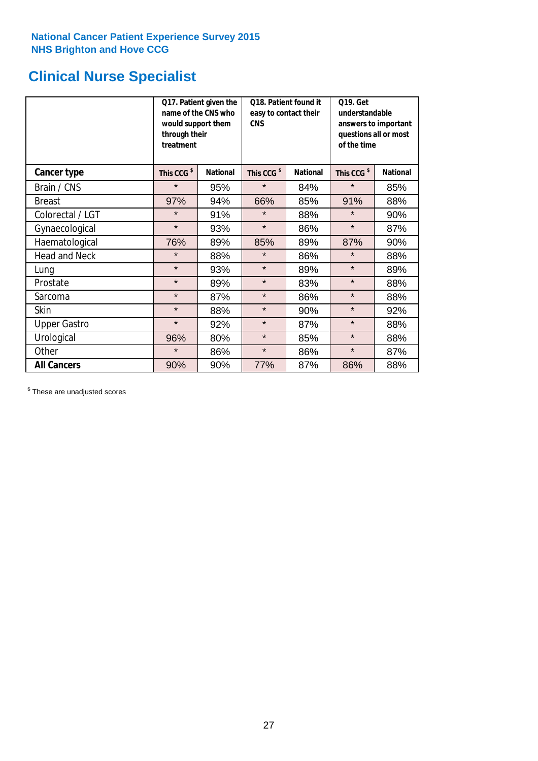National Cancer Patient Experience Survey 2015
NHS Brighton and Hove CCG

# Clinical Nurse Specialist

| | Q17. Patient given the name of the CNS who would support them through their treatment | | Q18. Patient found it easy to contact their CNS | | Q19. Get understandable answers to important questions all or most of the time | |
|---|---|---|---|---|---|---|
| **Cancer type** | This CCG [$] | National | This CCG [$] | National | This CCG [$] | National |
| Brain / CNS | * | 95% | * | 84% | * | 85% |
| Breast | 97% | 94% | 66% | 85% | 91% | 88% |
| Colorectal / LGT | * | 91% | * | 88% | * | 90% |
| Gynaecological | * | 93% | * | 86% | * | 87% |
| Haematological | 76% | 89% | 85% | 89% | 87% | 90% |
| Head and Neck | * | 88% | * | 86% | * | 88% |
| Lung | * | 93% | * | 89% | * | 89% |
| Prostate | * | 89% | * | 83% | * | 88% |
| Sarcoma | * | 87% | * | 86% | * | 88% |
| Skin | * | 88% | * | 90% | * | 92% |
| Upper Gastro | * | 92% | * | 87% | * | 88% |
| Urological | 96% | 80% | * | 85% | * | 88% |
| Other | * | 86% | * | 86% | * | 87% |
| **All Cancers** | 90% | 90% | 77% | 87% | 86% | 88% |

[$] These are unadjusted scores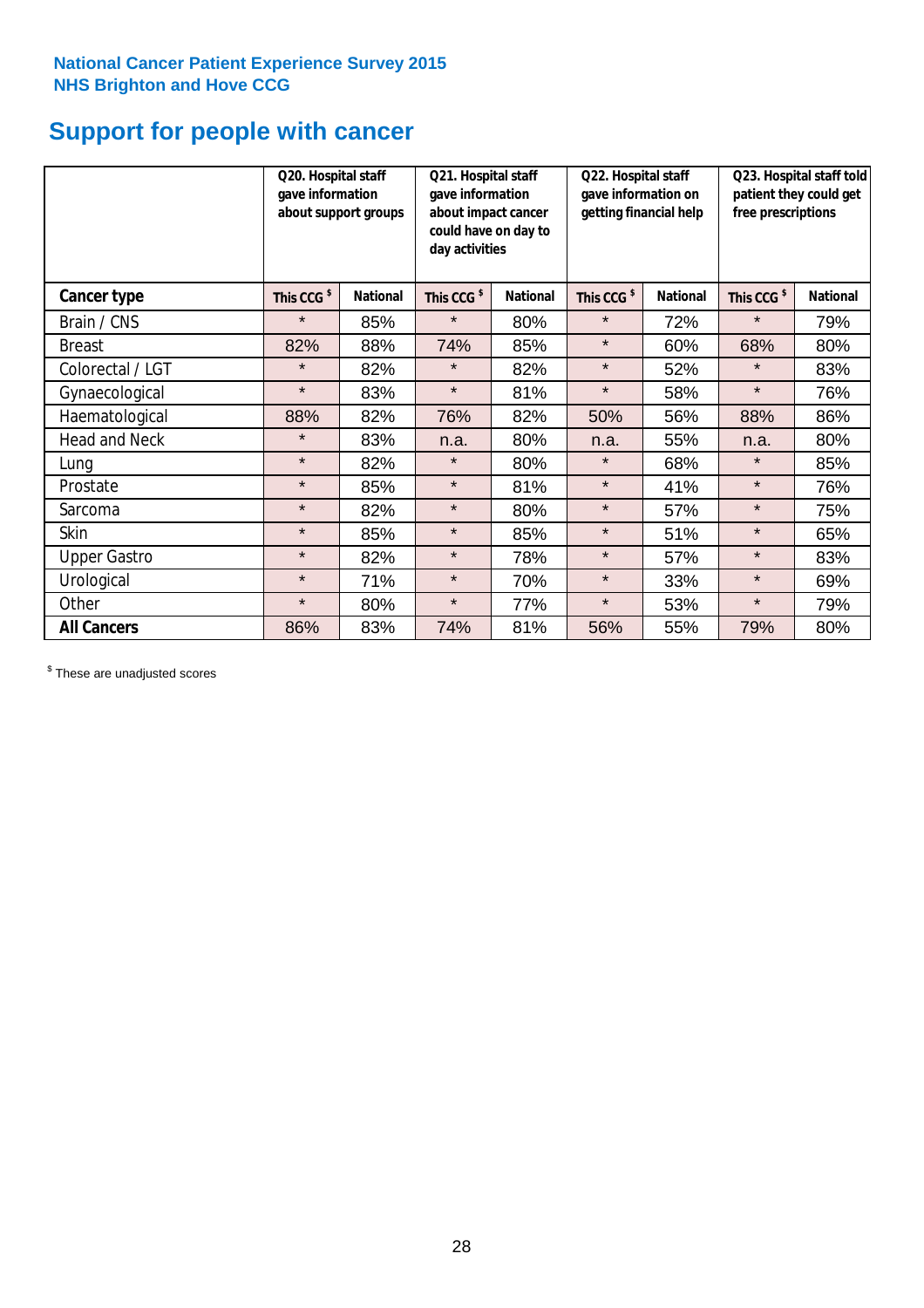National Cancer Patient Experience Survey 2015
NHS Brighton and Hove CCG

# Support for people with cancer

| | Q20. Hospital staff gave information about support groups | | Q21. Hospital staff gave information about impact cancer could have on day to day activities | | Q22. Hospital staff gave information on getting financial help | | Q23. Hospital staff told patient they could get free prescriptions | |
|---|---|---|---|---|---|---|---|---|
| **Cancer type** | **This CCG $** | **National** | **This CCG $** | **National** | **This CCG $** | **National** | **This CCG $** | **National** |
| Brain / CNS | * | 85% | * | 80% | * | 72% | * | 79% |
| Breast | 82% | 88% | 74% | 85% | * | 60% | 68% | 80% |
| Colorectal / LGT | * | 82% | * | 82% | * | 52% | * | 83% |
| Gynaecological | * | 83% | * | 81% | * | 58% | * | 76% |
| Haematological | 88% | 82% | 76% | 82% | 50% | 56% | 88% | 86% |
| Head and Neck | * | 83% | n.a. | 80% | n.a. | 55% | n.a. | 80% |
| Lung | * | 82% | * | 80% | * | 68% | * | 85% |
| Prostate | * | 85% | * | 81% | * | 41% | * | 76% |
| Sarcoma | * | 82% | * | 80% | * | 57% | * | 75% |
| Skin | * | 85% | * | 85% | * | 51% | * | 65% |
| Upper Gastro | * | 82% | * | 78% | * | 57% | * | 83% |
| Urological | * | 71% | * | 70% | * | 33% | * | 69% |
| Other | * | 80% | * | 77% | * | 53% | * | 79% |
| **All Cancers** | 86% | 83% | 74% | 81% | 56% | 55% | 79% | 80% |

$ These are unadjusted scores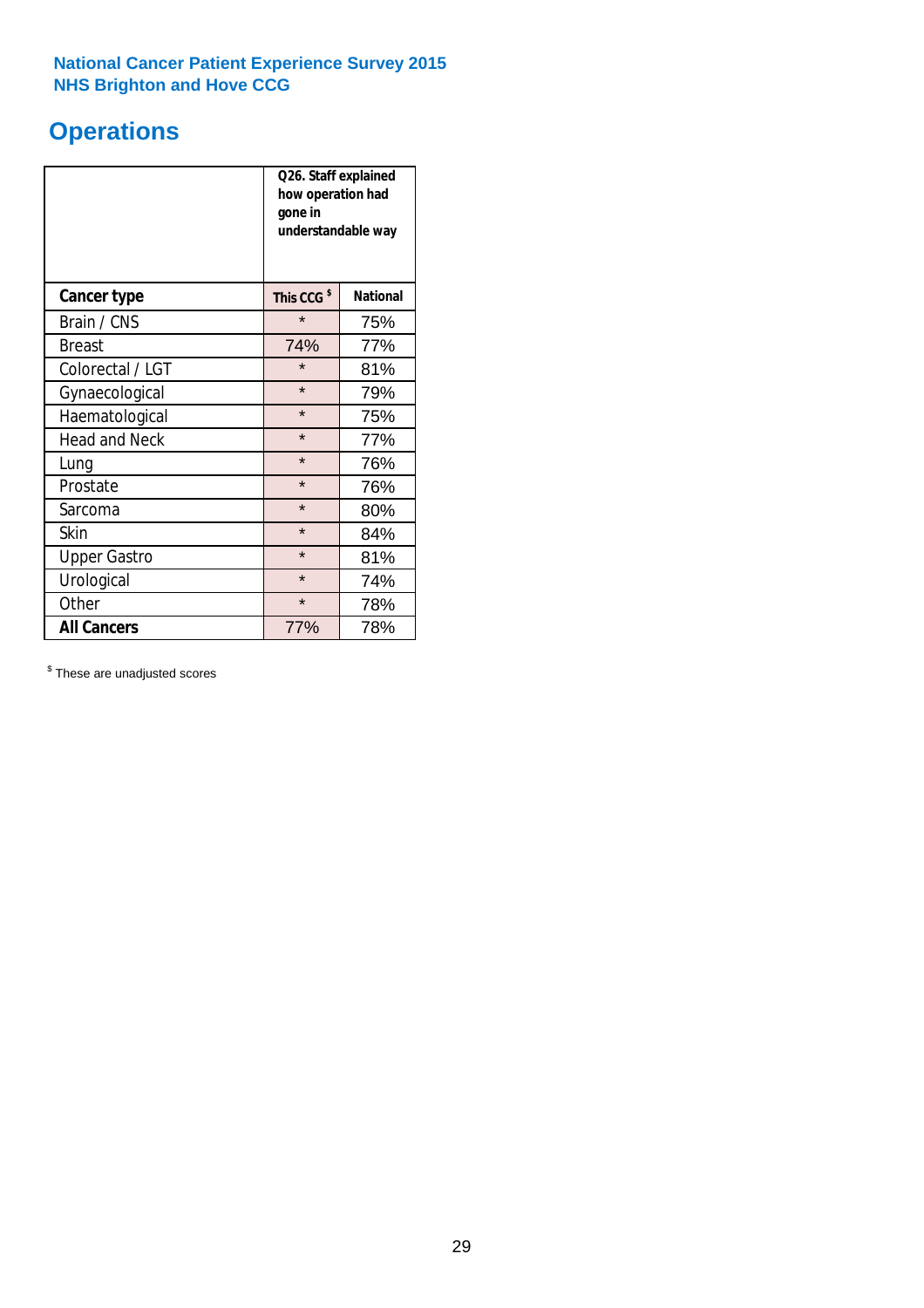National Cancer Patient Experience Survey 2015
NHS Brighton and Hove CCG

# Operations

| | Q26. Staff explained how operation had gone in understandable way | |
|---|---|---|
| **Cancer type** | **This CCG $** | **National** |
| Brain / CNS | * | 75% |
| Breast | 74% | 77% |
| Colorectal / LGT | * | 81% |
| Gynaecological | * | 79% |
| Haematological | * | 75% |
| Head and Neck | * | 77% |
| Lung | * | 76% |
| Prostate | * | 76% |
| Sarcoma | * | 80% |
| Skin | * | 84% |
| Upper Gastro | * | 81% |
| Urological | * | 74% |
| Other | * | 78% |
| **All Cancers** | 77% | 78% |

$ These are unadjusted scores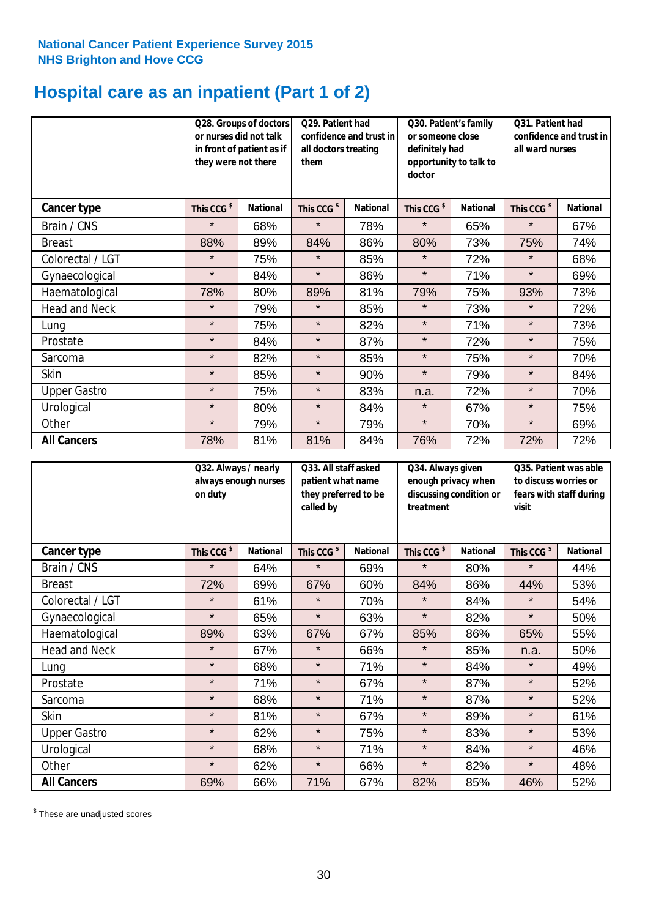**National Cancer Patient Experience Survey 2015**
**NHS Brighton and Hove CCG**

# Hospital care as an inpatient (Part 1 of 2)

| | Q28. Groups of doctors or nurses did not talk in front of patient as if they were not there | | Q29. Patient had confidence and trust in all doctors treating them | | Q30. Patient's family or someone close definitely had opportunity to talk to doctor | | Q31. Patient had confidence and trust in all ward nurses | |
|---|---|---|---|---|---|---|---|---|
| **Cancer type** | **This CCG $** | **National** | **This CCG $** | **National** | **This CCG $** | **National** | **This CCG $** | **National** |
| Brain / CNS | * | 68% | * | 78% | * | 65% | * | 67% |
| Breast | 88% | 89% | 84% | 86% | 80% | 73% | 75% | 74% |
| Colorectal / LGT | * | 75% | * | 85% | * | 72% | * | 68% |
| Gynaecological | * | 84% | * | 86% | * | 71% | * | 69% |
| Haematological | 78% | 80% | 89% | 81% | 79% | 75% | 93% | 73% |
| Head and Neck | * | 79% | * | 85% | * | 73% | * | 72% |
| Lung | * | 75% | * | 82% | * | 71% | * | 73% |
| Prostate | * | 84% | * | 87% | * | 72% | * | 75% |
| Sarcoma | * | 82% | * | 85% | * | 75% | * | 70% |
| Skin | * | 85% | * | 90% | * | 79% | * | 84% |
| Upper Gastro | * | 75% | * | 83% | n.a. | 72% | * | 70% |
| Urological | * | 80% | * | 84% | * | 67% | * | 75% |
| Other | * | 79% | * | 79% | * | 70% | * | 69% |
| **All Cancers** | 78% | 81% | 81% | 84% | 76% | 72% | 72% | 72% |

| | Q32. Always / nearly always enough nurses on duty | | Q33. All staff asked patient what name they preferred to be called by | | Q34. Always given enough privacy when discussing condition or treatment | | Q35. Patient was able to discuss worries or fears with staff during visit | |
|---|---|---|---|---|---|---|---|---|
| **Cancer type** | **This CCG $** | **National** | **This CCG $** | **National** | **This CCG $** | **National** | **This CCG $** | **National** |
| Brain / CNS | * | 64% | * | 69% | * | 80% | * | 44% |
| Breast | 72% | 69% | 67% | 60% | 84% | 86% | 44% | 53% |
| Colorectal / LGT | * | 61% | * | 70% | * | 84% | * | 54% |
| Gynaecological | * | 65% | * | 63% | * | 82% | * | 50% |
| Haematological | 89% | 63% | 67% | 67% | 85% | 86% | 65% | 55% |
| Head and Neck | * | 67% | * | 66% | * | 85% | n.a. | 50% |
| Lung | * | 68% | * | 71% | * | 84% | * | 49% |
| Prostate | * | 71% | * | 67% | * | 87% | * | 52% |
| Sarcoma | * | 68% | * | 71% | * | 87% | * | 52% |
| Skin | * | 81% | * | 67% | * | 89% | * | 61% |
| Upper Gastro | * | 62% | * | 75% | * | 83% | * | 53% |
| Urological | * | 68% | * | 71% | * | 84% | * | 46% |
| Other | * | 62% | * | 66% | * | 82% | * | 48% |
| **All Cancers** | 69% | 66% | 71% | 67% | 82% | 85% | 46% | 52% |

$ These are unadjusted scores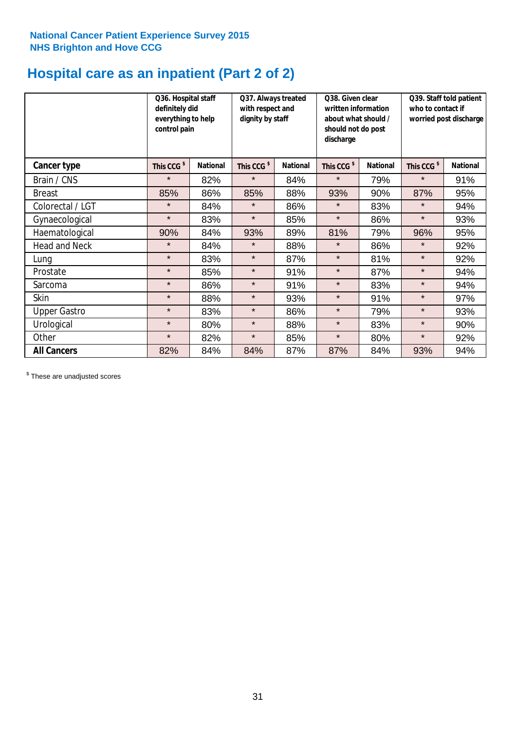National Cancer Patient Experience Survey 2015
NHS Brighton and Hove CCG

# Hospital care as an inpatient (Part 2 of 2)

| | Q36. Hospital staff definitely did everything to help control pain | | Q37. Always treated with respect and dignity by staff | | Q38. Given clear written information about what should / should not do post discharge | | Q39. Staff told patient who to contact if worried post discharge | |
|---|---|---|---|---|---|---|---|---|
| **Cancer type** | This CCG $ | National | This CCG $ | National | This CCG $ | National | This CCG $ | National |
| Brain / CNS | * | 82% | * | 84% | * | 79% | * | 91% |
| Breast | 85% | 86% | 85% | 88% | 93% | 90% | 87% | 95% |
| Colorectal / LGT | * | 84% | * | 86% | * | 83% | * | 94% |
| Gynaecological | * | 83% | * | 85% | * | 86% | * | 93% |
| Haematological | 90% | 84% | 93% | 89% | 81% | 79% | 96% | 95% |
| Head and Neck | * | 84% | * | 88% | * | 86% | * | 92% |
| Lung | * | 83% | * | 87% | * | 81% | * | 92% |
| Prostate | * | 85% | * | 91% | * | 87% | * | 94% |
| Sarcoma | * | 86% | * | 91% | * | 83% | * | 94% |
| Skin | * | 88% | * | 93% | * | 91% | * | 97% |
| Upper Gastro | * | 83% | * | 86% | * | 79% | * | 93% |
| Urological | * | 80% | * | 88% | * | 83% | * | 90% |
| Other | * | 82% | * | 85% | * | 80% | * | 92% |
| **All Cancers** | 82% | 84% | 84% | 87% | 87% | 84% | 93% | 94% |

$ These are unadjusted scores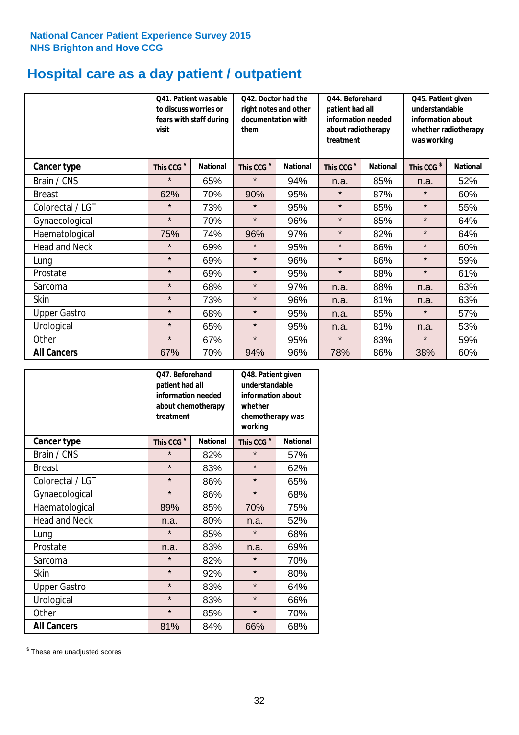**National Cancer Patient Experience Survey 2015**
**NHS Brighton and Hove CCG**

# Hospital care as a day patient / outpatient

| | Q41. Patient was able to discuss worries or fears with staff during visit | | Q42. Doctor had the right notes and other documentation with them | | Q44. Beforehand patient had all information needed about radiotherapy treatment | | Q45. Patient given understandable information about whether radiotherapy was working | |
|---|---|---|---|---|---|---|---|---|
| **Cancer type** | **This CCG $** | **National** | **This CCG $** | **National** | **This CCG $** | **National** | **This CCG $** | **National** |
| Brain / CNS | * | 65% | * | 94% | n.a. | 85% | n.a. | 52% |
| Breast | 62% | 70% | 90% | 95% | * | 87% | * | 60% |
| Colorectal / LGT | * | 73% | * | 95% | * | 85% | * | 55% |
| Gynaecological | * | 70% | * | 96% | * | 85% | * | 64% |
| Haematological | 75% | 74% | 96% | 97% | * | 82% | * | 64% |
| Head and Neck | * | 69% | * | 95% | * | 86% | * | 60% |
| Lung | * | 69% | * | 96% | * | 86% | * | 59% |
| Prostate | * | 69% | * | 95% | * | 88% | * | 61% |
| Sarcoma | * | 68% | * | 97% | n.a. | 88% | n.a. | 63% |
| Skin | * | 73% | * | 96% | n.a. | 81% | n.a. | 63% |
| Upper Gastro | * | 68% | * | 95% | n.a. | 85% | * | 57% |
| Urological | * | 65% | * | 95% | n.a. | 81% | n.a. | 53% |
| Other | * | 67% | * | 95% | * | 83% | * | 59% |
| **All Cancers** | 67% | 70% | 94% | 96% | 78% | 86% | 38% | 60% |

| | Q47. Beforehand patient had all information needed about chemotherapy treatment | | Q48. Patient given understandable information about whether chemotherapy was working | |
|---|---|---|---|---|
| **Cancer type** | **This CCG $** | **National** | **This CCG $** | **National** |
| Brain / CNS | * | 82% | * | 57% |
| Breast | * | 83% | * | 62% |
| Colorectal / LGT | * | 86% | * | 65% |
| Gynaecological | * | 86% | * | 68% |
| Haematological | 89% | 85% | 70% | 75% |
| Head and Neck | n.a. | 80% | n.a. | 52% |
| Lung | * | 85% | * | 68% |
| Prostate | n.a. | 83% | n.a. | 69% |
| Sarcoma | * | 82% | * | 70% |
| Skin | * | 92% | * | 80% |
| Upper Gastro | * | 83% | * | 64% |
| Urological | * | 83% | * | 66% |
| Other | * | 85% | * | 70% |
| **All Cancers** | 81% | 84% | 66% | 68% |

$ These are unadjusted scores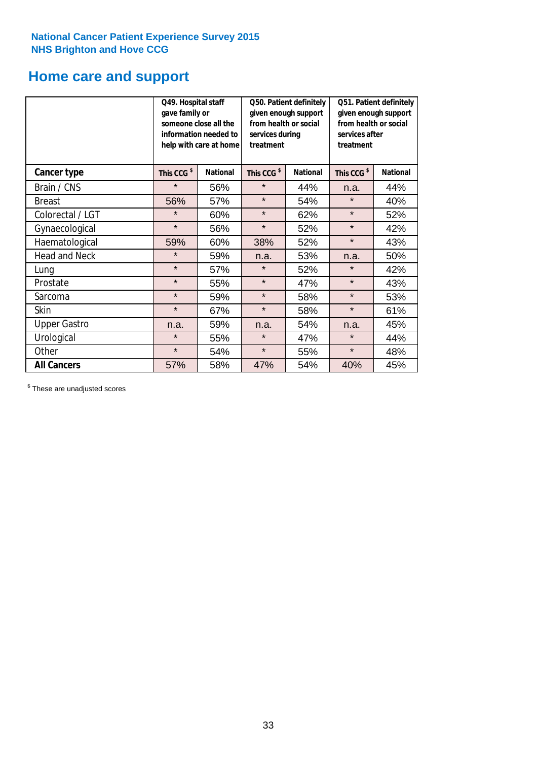**National Cancer Patient Experience Survey 2015**
**NHS Brighton and Hove CCG**

# Home care and support

| | Q49. Hospital staff gave family or someone close all the information needed to help with care at home | | Q50. Patient definitely given enough support from health or social services during treatment | | Q51. Patient definitely given enough support from health or social services after treatment | |
|---|---|---|---|---|---|---|
| **Cancer type** | **This CCG $** | **National** | **This CCG $** | **National** | **This CCG $** | **National** |
| Brain / CNS | * | 56% | * | 44% | n.a. | 44% |
| Breast | 56% | 57% | * | 54% | * | 40% |
| Colorectal / LGT | * | 60% | * | 62% | * | 52% |
| Gynaecological | * | 56% | * | 52% | * | 42% |
| Haematological | 59% | 60% | 38% | 52% | * | 43% |
| Head and Neck | * | 59% | n.a. | 53% | n.a. | 50% |
| Lung | * | 57% | * | 52% | * | 42% |
| Prostate | * | 55% | * | 47% | * | 43% |
| Sarcoma | * | 59% | * | 58% | * | 53% |
| Skin | * | 67% | * | 58% | * | 61% |
| Upper Gastro | n.a. | 59% | n.a. | 54% | n.a. | 45% |
| Urological | * | 55% | * | 47% | * | 44% |
| Other | * | 54% | * | 55% | * | 48% |
| **All Cancers** | 57% | 58% | 47% | 54% | 40% | 45% |

$ These are unadjusted scores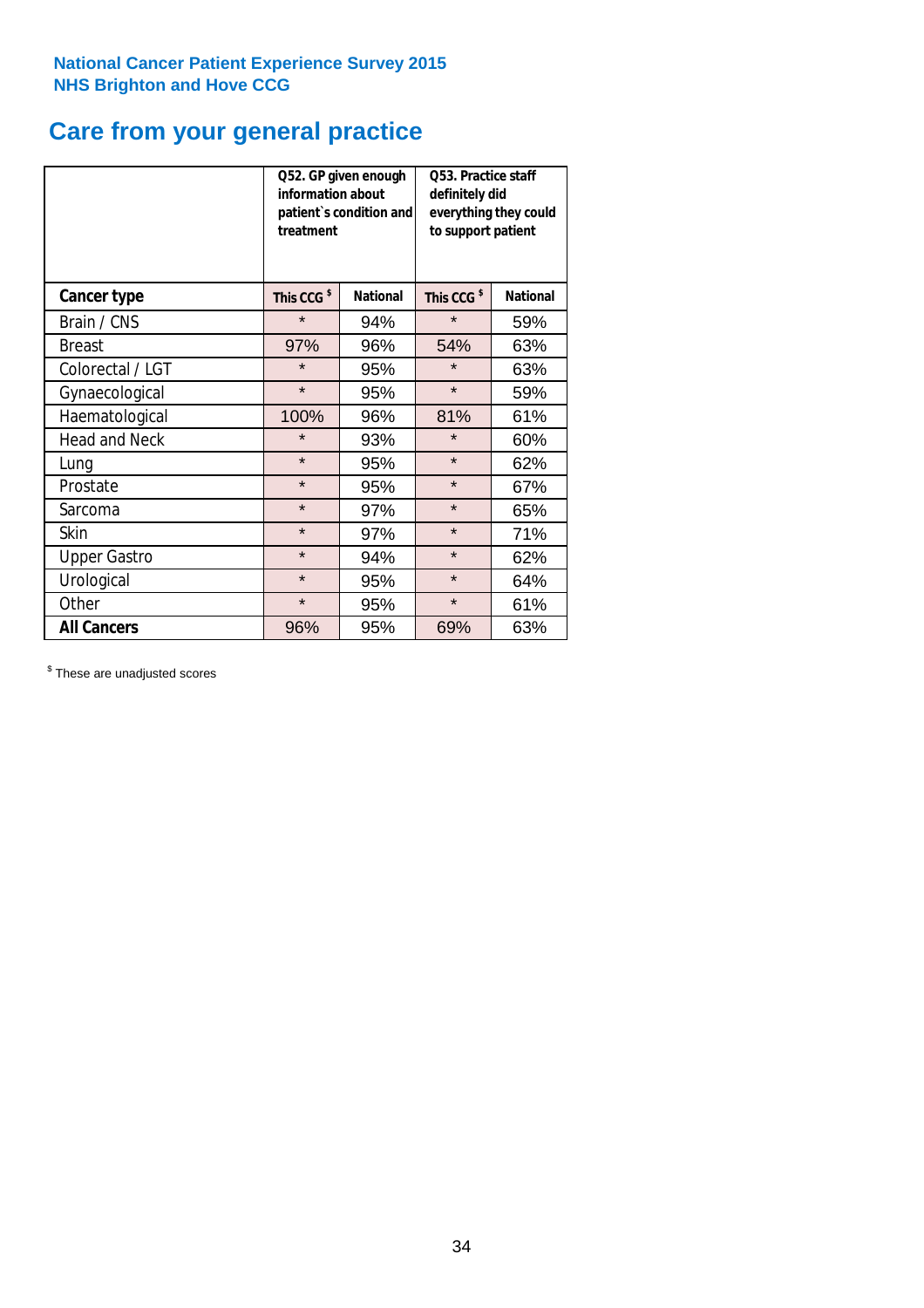**National Cancer Patient Experience Survey 2015**
**NHS Brighton and Hove CCG**

# Care from your general practice

| | Q52. GP given enough information about patient`s condition and treatment | | Q53. Practice staff definitely did everything they could to support patient | |
|---|---|---|---|---|
| **Cancer type** | **This CCG $** | **National** | **This CCG $** | **National** |
| Brain / CNS | * | 94% | * | 59% |
| Breast | 97% | 96% | 54% | 63% |
| Colorectal / LGT | * | 95% | * | 63% |
| Gynaecological | * | 95% | * | 59% |
| Haematological | 100% | 96% | 81% | 61% |
| Head and Neck | * | 93% | * | 60% |
| Lung | * | 95% | * | 62% |
| Prostate | * | 95% | * | 67% |
| Sarcoma | * | 97% | * | 65% |
| Skin | * | 97% | * | 71% |
| Upper Gastro | * | 94% | * | 62% |
| Urological | * | 95% | * | 64% |
| Other | * | 95% | * | 61% |
| **All Cancers** | 96% | 95% | 69% | 63% |

$ These are unadjusted scores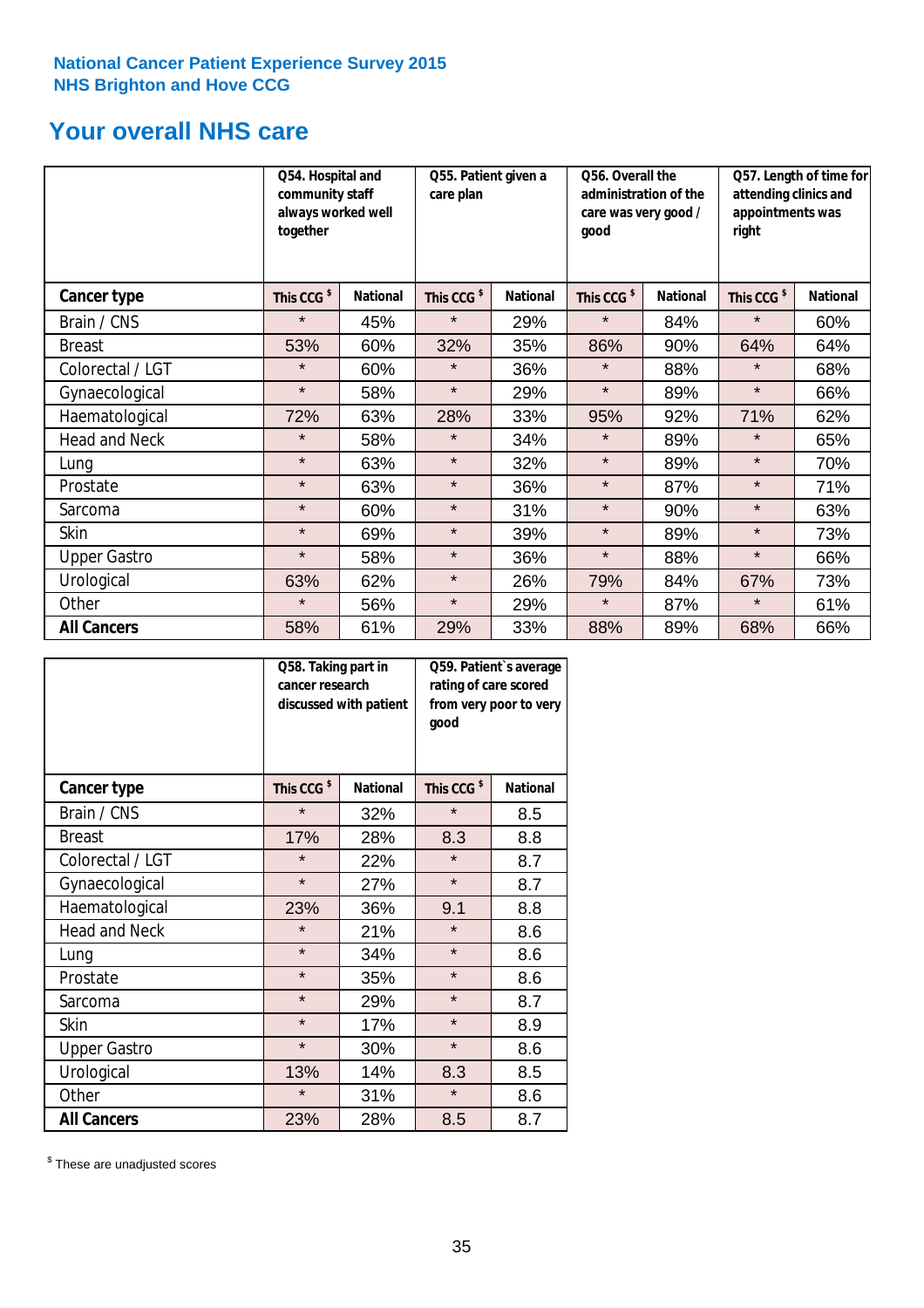**National Cancer Patient Experience Survey 2015**
**NHS Brighton and Hove CCG**

## Your overall NHS care

| | Q54. Hospital and community staff always worked well together | | Q55. Patient given a care plan | | Q56. Overall the administration of the care was very good / good | | Q57. Length of time for attending clinics and appointments was right | |
|---|---|---|---|---|---|---|---|---|
| **Cancer type** | **This CCG $** | **National** | **This CCG $** | **National** | **This CCG $** | **National** | **This CCG $** | **National** |
| Brain / CNS | * | 45% | * | 29% | * | 84% | * | 60% |
| Breast | 53% | 60% | 32% | 35% | 86% | 90% | 64% | 64% |
| Colorectal / LGT | * | 60% | * | 36% | * | 88% | * | 68% |
| Gynaecological | * | 58% | * | 29% | * | 89% | * | 66% |
| Haematological | 72% | 63% | 28% | 33% | 95% | 92% | 71% | 62% |
| Head and Neck | * | 58% | * | 34% | * | 89% | * | 65% |
| Lung | * | 63% | * | 32% | * | 89% | * | 70% |
| Prostate | * | 63% | * | 36% | * | 87% | * | 71% |
| Sarcoma | * | 60% | * | 31% | * | 90% | * | 63% |
| Skin | * | 69% | * | 39% | * | 89% | * | 73% |
| Upper Gastro | * | 58% | * | 36% | * | 88% | * | 66% |
| Urological | 63% | 62% | * | 26% | 79% | 84% | 67% | 73% |
| Other | * | 56% | * | 29% | * | 87% | * | 61% |
| **All Cancers** | 58% | 61% | 29% | 33% | 88% | 89% | 68% | 66% |

| | Q58. Taking part in cancer research discussed with patient | | Q59. Patient's average rating of care scored from very poor to very good | |
|---|---|---|---|---|
| **Cancer type** | **This CCG $** | **National** | **This CCG $** | **National** |
| Brain / CNS | * | 32% | * | 8.5 |
| Breast | 17% | 28% | 8.3 | 8.8 |
| Colorectal / LGT | * | 22% | * | 8.7 |
| Gynaecological | * | 27% | * | 8.7 |
| Haematological | 23% | 36% | 9.1 | 8.8 |
| Head and Neck | * | 21% | * | 8.6 |
| Lung | * | 34% | * | 8.6 |
| Prostate | * | 35% | * | 8.6 |
| Sarcoma | * | 29% | * | 8.7 |
| Skin | * | 17% | * | 8.9 |
| Upper Gastro | * | 30% | * | 8.6 |
| Urological | 13% | 14% | 8.3 | 8.5 |
| Other | * | 31% | * | 8.6 |
| **All Cancers** | 23% | 28% | 8.5 | 8.7 |

$ These are unadjusted scores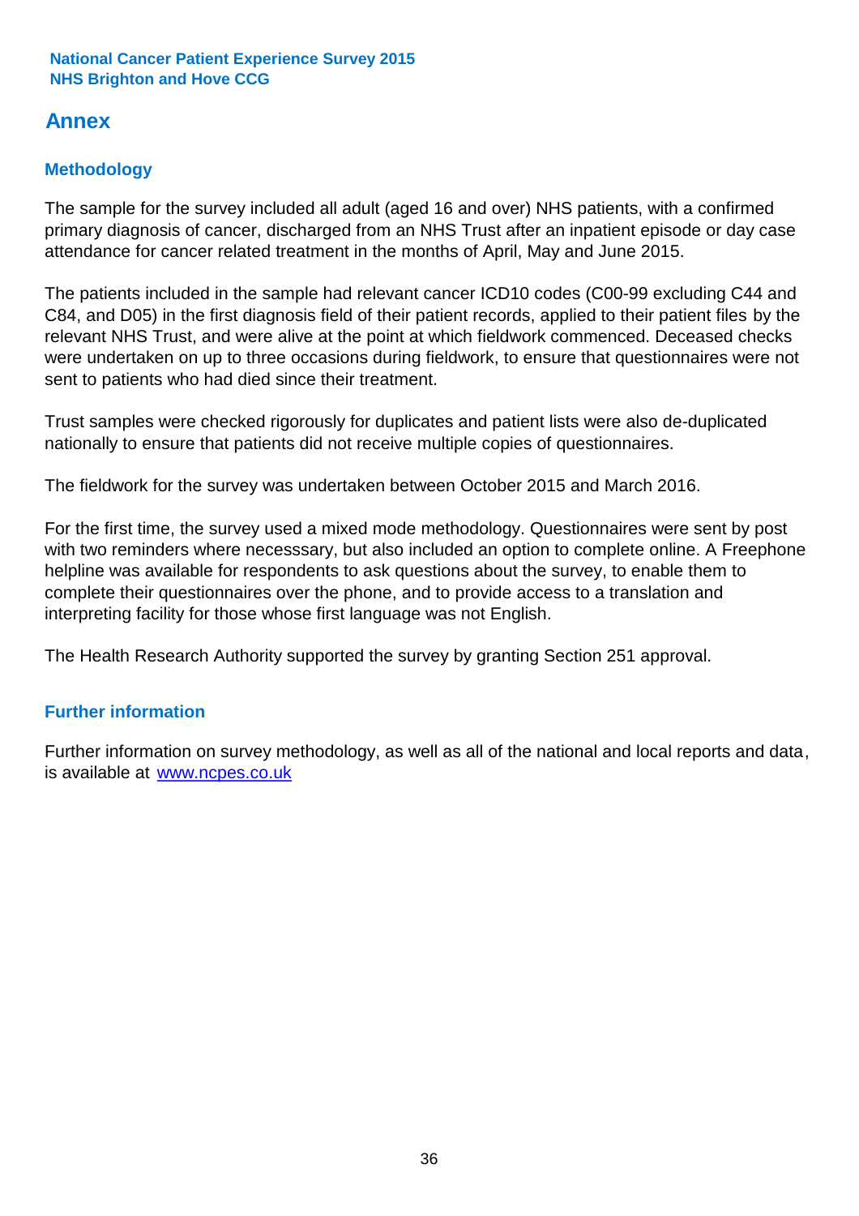# Annex

## Methodology

The sample for the survey included all adult (aged 16 and over) NHS patients, with a confirmed primary diagnosis of cancer, discharged from an NHS Trust after an inpatient episode or day case attendance for cancer related treatment in the months of April, May and June 2015.

The patients included in the sample had relevant cancer ICD10 codes (C00-99 excluding C44 and C84, and D05) in the first diagnosis field of their patient records, applied to their patient files by the relevant NHS Trust, and were alive at the point at which fieldwork commenced. Deceased checks were undertaken on up to three occasions during fieldwork, to ensure that questionnaires were not sent to patients who had died since their treatment.

Trust samples were checked rigorously for duplicates and patient lists were also de-duplicated nationally to ensure that patients did not receive multiple copies of questionnaires.

The fieldwork for the survey was undertaken between October 2015 and March 2016.

For the first time, the survey used a mixed mode methodology. Questionnaires were sent by post with two reminders where necesssary, but also included an option to complete online. A Freephone helpline was available for respondents to ask questions about the survey, to enable them to complete their questionnaires over the phone, and to provide access to a translation and interpreting facility for those whose first language was not English.

The Health Research Authority supported the survey by granting Section 251 approval.

## Further information

Further information on survey methodology, as well as all of the national and local reports and data, is available at [www.ncpes.co.uk](http://www.ncpes.co.uk)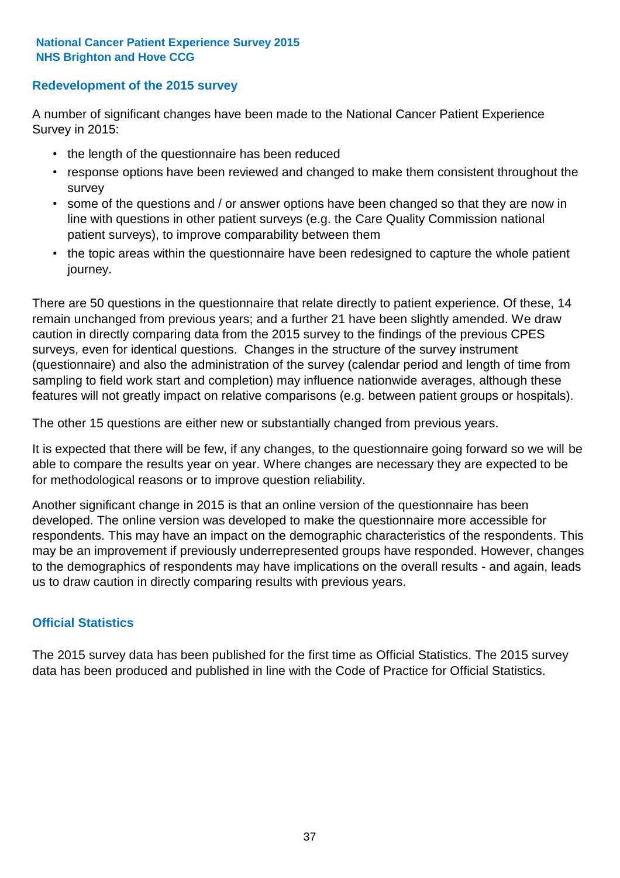## Redevelopment of the 2015 survey

A number of significant changes have been made to the National Cancer Patient Experience Survey in 2015:

- the length of the questionnaire has been reduced
- response options have been reviewed and changed to make them consistent throughout the survey
- some of the questions and / or answer options have been changed so that they are now in line with questions in other patient surveys (e.g. the Care Quality Commission national patient surveys), to improve comparability between them
- the topic areas within the questionnaire have been redesigned to capture the whole patient journey.

There are 50 questions in the questionnaire that relate directly to patient experience. Of these, 14 remain unchanged from previous years; and a further 21 have been slightly amended. We draw caution in directly comparing data from the 2015 survey to the findings of the previous CPES surveys, even for identical questions. Changes in the structure of the survey instrument (questionnaire) and also the administration of the survey (calendar period and length of time from sampling to field work start and completion) may influence nationwide averages, although these features will not greatly impact on relative comparisons (e.g. between patient groups or hospitals).

The other 15 questions are either new or substantially changed from previous years.

It is expected that there will be few, if any changes, to the questionnaire going forward so we will be able to compare the results year on year. Where changes are necessary they are expected to be for methodological reasons or to improve question reliability.

Another significant change in 2015 is that an online version of the questionnaire has been developed. The online version was developed to make the questionnaire more accessible for respondents. This may have an impact on the demographic characteristics of the respondents. This may be an improvement if previously underrepresented groups have responded. However, changes to the demographics of respondents may have implications on the overall results - and again, leads us to draw caution in directly comparing results with previous years.

## Official Statistics

The 2015 survey data has been published for the first time as Official Statistics. The 2015 survey data has been produced and published in line with the Code of Practice for Official Statistics.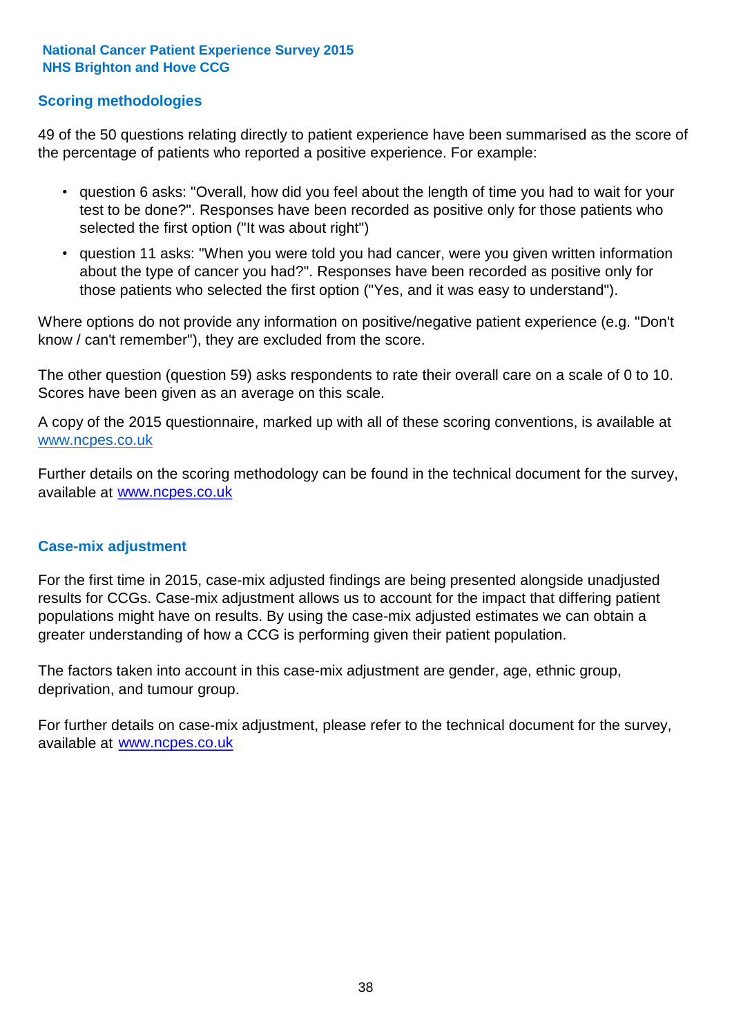## Scoring methodologies

49 of the 50 questions relating directly to patient experience have been summarised as the score of the percentage of patients who reported a positive experience. For example:

- question 6 asks: "Overall, how did you feel about the length of time you had to wait for your test to be done?". Responses have been recorded as positive only for those patients who selected the first option ("It was about right")
- question 11 asks: "When you were told you had cancer, were you given written information about the type of cancer you had?". Responses have been recorded as positive only for those patients who selected the first option ("Yes, and it was easy to understand").

Where options do not provide any information on positive/negative patient experience (e.g. "Don't know / can't remember"), they are excluded from the score.

The other question (question 59) asks respondents to rate their overall care on a scale of 0 to 10. Scores have been given as an average on this scale.

A copy of the 2015 questionnaire, marked up with all of these scoring conventions, is available at www.ncpes.co.uk

Further details on the scoring methodology can be found in the technical document for the survey, available at www.ncpes.co.uk

## Case-mix adjustment

For the first time in 2015, case-mix adjusted findings are being presented alongside unadjusted results for CCGs. Case-mix adjustment allows us to account for the impact that differing patient populations might have on results. By using the case-mix adjusted estimates we can obtain a greater understanding of how a CCG is performing given their patient population.

The factors taken into account in this case-mix adjustment are gender, age, ethnic group, deprivation, and tumour group.

For further details on case-mix adjustment, please refer to the technical document for the survey, available at www.ncpes.co.uk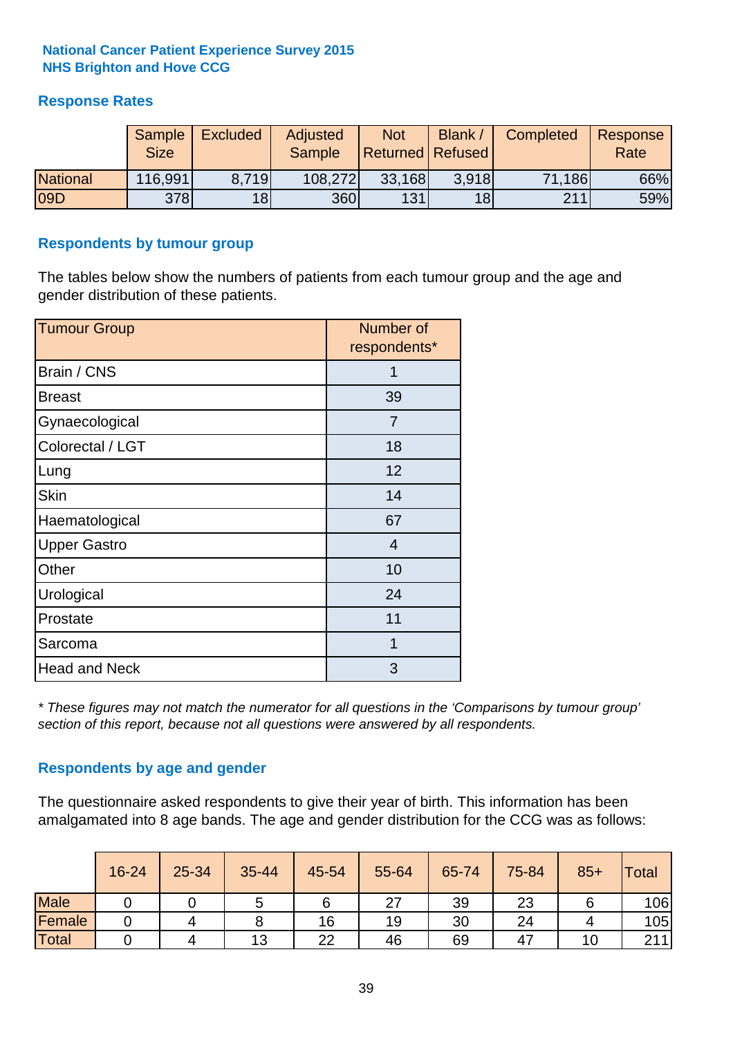**National Cancer Patient Experience Survey 2015**
**NHS Brighton and Hove CCG**

## Response Rates

| | Sample Size | Excluded | Adjusted Sample | Not Returned | Blank / Refused | Completed | Response Rate |
|---|---|---|---|---|---|---|---|
| National | 116,991 | 8,719 | 108,272 | 33,168 | 3,918 | 71,186 | 66% |
| 09D | 378 | 18 | 360 | 131 | 18 | 211 | 59% |

## Respondents by tumour group

The tables below show the numbers of patients from each tumour group and the age and gender distribution of these patients.

| Tumour Group | Number of respondents* |
|---|---|
| Brain / CNS | 1 |
| Breast | 39 |
| Gynaecological | 7 |
| Colorectal / LGT | 18 |
| Lung | 12 |
| Skin | 14 |
| Haematological | 67 |
| Upper Gastro | 4 |
| Other | 10 |
| Urological | 24 |
| Prostate | 11 |
| Sarcoma | 1 |
| Head and Neck | 3 |

*\* These figures may not match the numerator for all questions in the 'Comparisons by tumour group' section of this report, because not all questions were answered by all respondents.*

## Respondents by age and gender

The questionnaire asked respondents to give their year of birth. This information has been amalgamated into 8 age bands. The age and gender distribution for the CCG was as follows:

| | 16-24 | 25-34 | 35-44 | 45-54 | 55-64 | 65-74 | 75-84 | 85+ | Total |
|---|---|---|---|---|---|---|---|---|---|
| Male | 0 | 0 | 5 | 6 | 27 | 39 | 23 | 6 | 106 |
| Female | 0 | 4 | 8 | 16 | 19 | 30 | 24 | 4 | 105 |
| Total | 0 | 4 | 13 | 22 | 46 | 69 | 47 | 10 | 211 |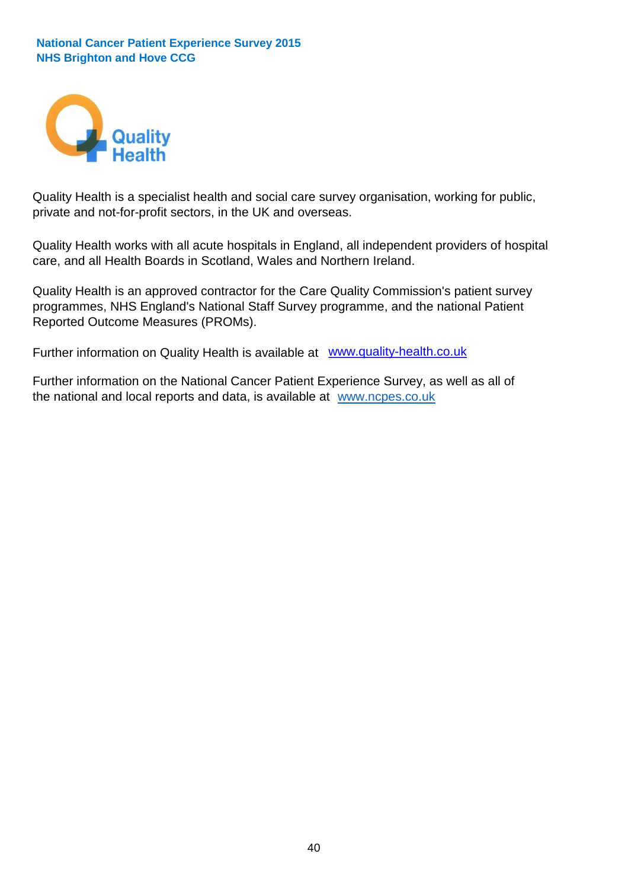Quality Health is a specialist health and social care survey organisation, working for public, private and not-for-profit sectors, in the UK and overseas.

Quality Health works with all acute hospitals in England, all independent providers of hospital care, and all Health Boards in Scotland, Wales and Northern Ireland.

Quality Health is an approved contractor for the Care Quality Commission's patient survey programmes, NHS England's National Staff Survey programme, and the national Patient Reported Outcome Measures (PROMs).

Further information on Quality Health is available at [www.quality-health.co.uk](http://www.quality-health.co.uk)

Further information on the National Cancer Patient Experience Survey, as well as all of the national and local reports and data, is available at [www.ncpes.co.uk](http://www.ncpes.co.uk)